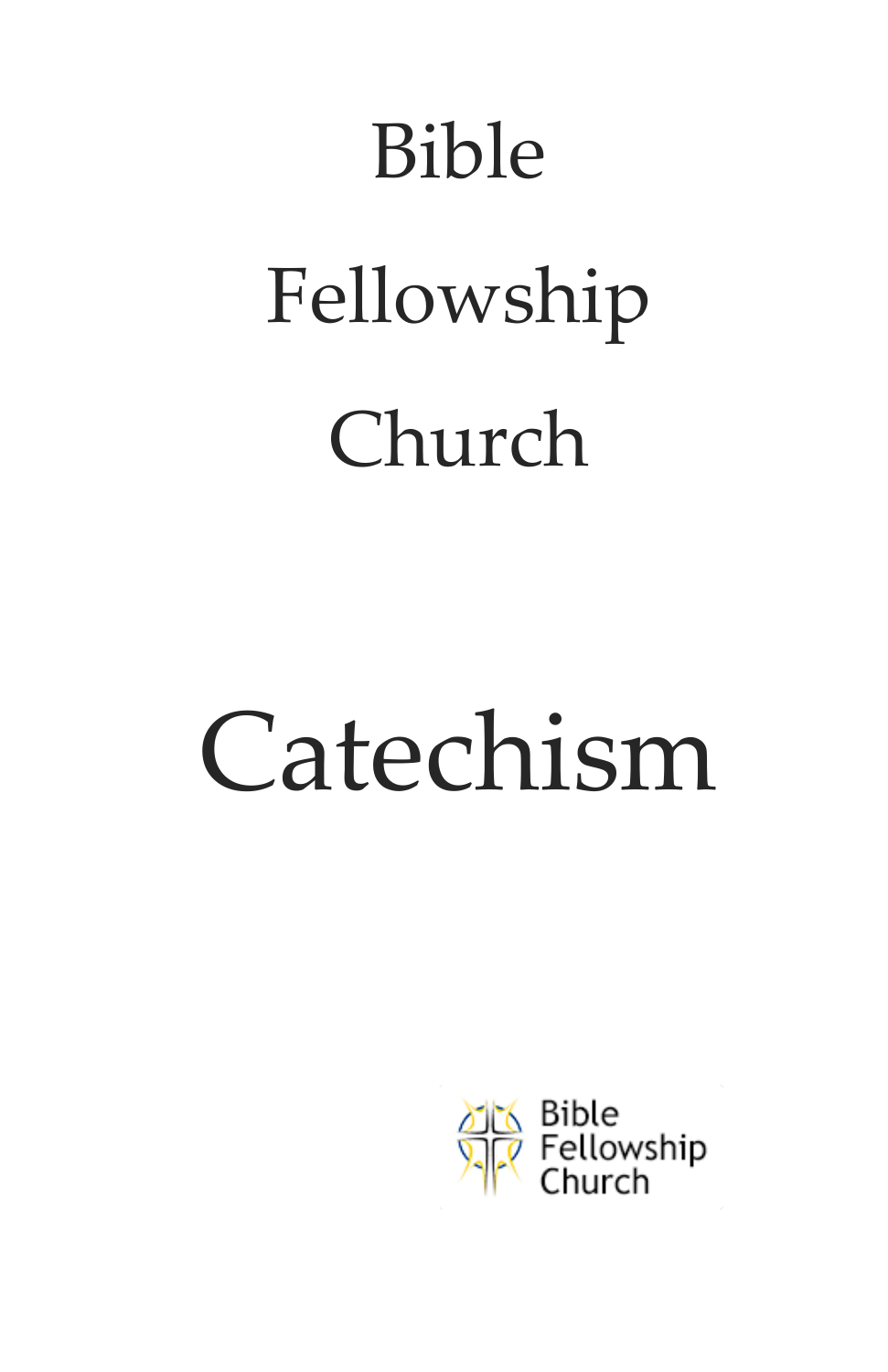# Bible

# Fellowship

# Church

# Catechism

Bible
Fellowship
Church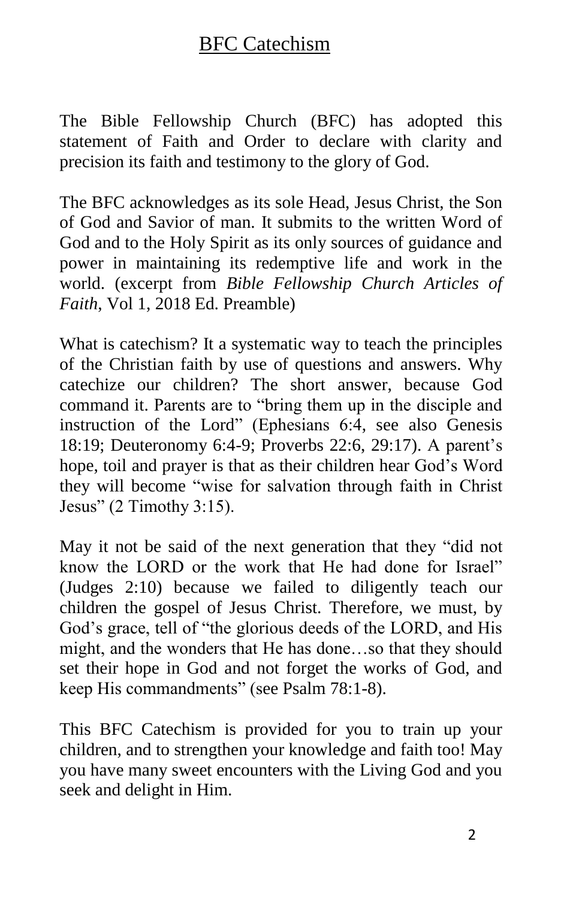# BFC Catechism

The Bible Fellowship Church (BFC) has adopted this statement of Faith and Order to declare with clarity and precision its faith and testimony to the glory of God.

The BFC acknowledges as its sole Head, Jesus Christ, the Son of God and Savior of man. It submits to the written Word of God and to the Holy Spirit as its only sources of guidance and power in maintaining its redemptive life and work in the world. (excerpt from *Bible Fellowship Church Articles of Faith*, Vol 1, 2018 Ed. Preamble)

What is catechism? It a systematic way to teach the principles of the Christian faith by use of questions and answers. Why catechize our children? The short answer, because God command it. Parents are to "bring them up in the disciple and instruction of the Lord" (Ephesians 6:4, see also Genesis 18:19; Deuteronomy 6:4-9; Proverbs 22:6, 29:17). A parent's hope, toil and prayer is that as their children hear God's Word they will become "wise for salvation through faith in Christ Jesus" (2 Timothy 3:15).

May it not be said of the next generation that they "did not know the LORD or the work that He had done for Israel" (Judges 2:10) because we failed to diligently teach our children the gospel of Jesus Christ. Therefore, we must, by God's grace, tell of "the glorious deeds of the LORD, and His might, and the wonders that He has done…so that they should set their hope in God and not forget the works of God, and keep His commandments" (see Psalm 78:1-8).

This BFC Catechism is provided for you to train up your children, and to strengthen your knowledge and faith too! May you have many sweet encounters with the Living God and you seek and delight in Him.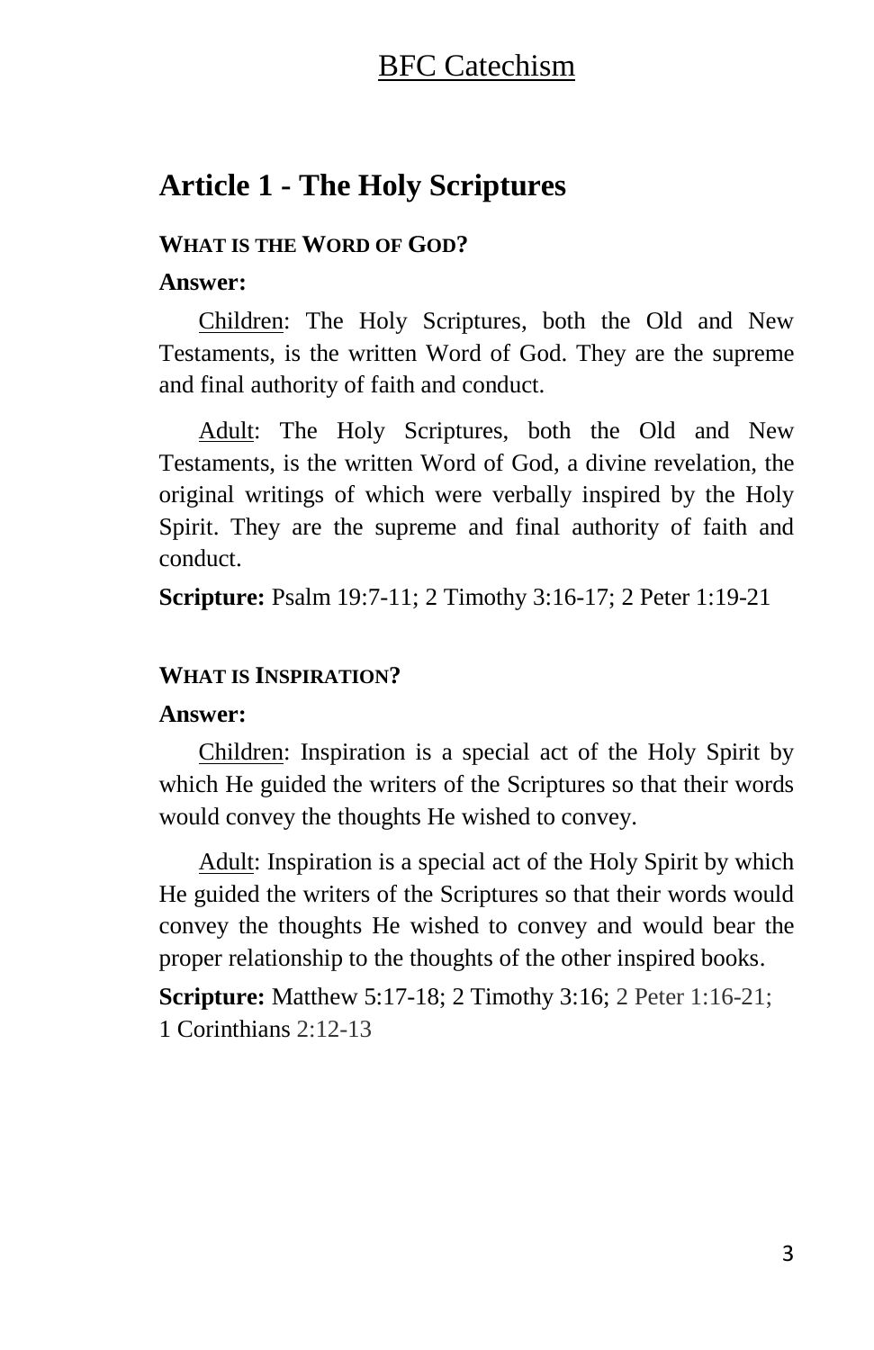## Article 1 - The Holy Scriptures

### WHAT IS THE WORD OF GOD?

**Answer:**

Children: The Holy Scriptures, both the Old and New Testaments, is the written Word of God. They are the supreme and final authority of faith and conduct.

Adult: The Holy Scriptures, both the Old and New Testaments, is the written Word of God, a divine revelation, the original writings of which were verbally inspired by the Holy Spirit. They are the supreme and final authority of faith and conduct.

**Scripture:** Psalm 19:7-11; 2 Timothy 3:16-17; 2 Peter 1:19-21

### WHAT IS INSPIRATION?

**Answer:**

Children: Inspiration is a special act of the Holy Spirit by which He guided the writers of the Scriptures so that their words would convey the thoughts He wished to convey.

Adult: Inspiration is a special act of the Holy Spirit by which He guided the writers of the Scriptures so that their words would convey the thoughts He wished to convey and would bear the proper relationship to the thoughts of the other inspired books.

**Scripture:** Matthew 5:17-18; 2 Timothy 3:16; 2 Peter 1:16-21; 1 Corinthians 2:12-13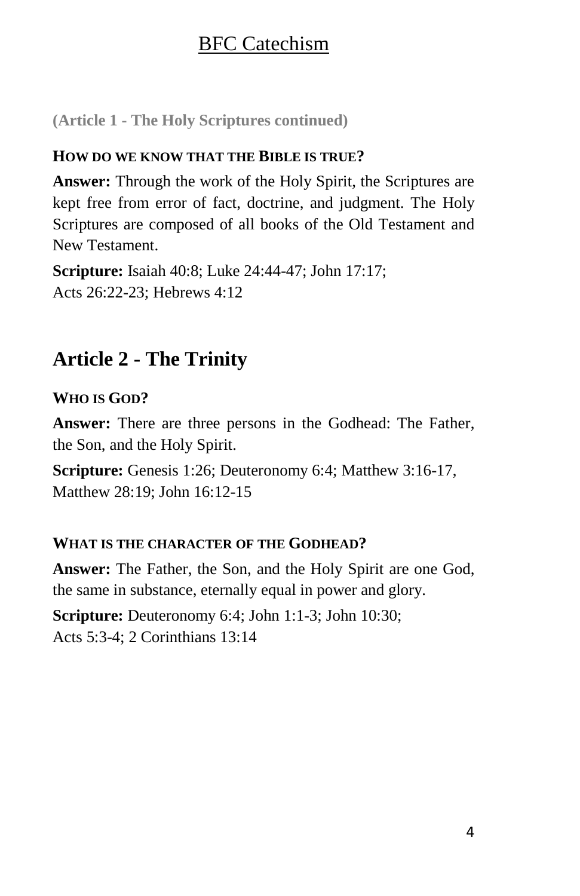**(Article 1 - The Holy Scriptures continued)**

**HOW DO WE KNOW THAT THE BIBLE IS TRUE?**

**Answer:** Through the work of the Holy Spirit, the Scriptures are kept free from error of fact, doctrine, and judgment. The Holy Scriptures are composed of all books of the Old Testament and New Testament.

**Scripture:** Isaiah 40:8; Luke 24:44-47; John 17:17; Acts 26:22-23; Hebrews 4:12

## Article 2 - The Trinity

**WHO IS GOD?**

**Answer:** There are three persons in the Godhead: The Father, the Son, and the Holy Spirit.

**Scripture:** Genesis 1:26; Deuteronomy 6:4; Matthew 3:16-17, Matthew 28:19; John 16:12-15

**WHAT IS THE CHARACTER OF THE GODHEAD?**

**Answer:** The Father, the Son, and the Holy Spirit are one God, the same in substance, eternally equal in power and glory.

**Scripture:** Deuteronomy 6:4; John 1:1-3; John 10:30; Acts 5:3-4; 2 Corinthians 13:14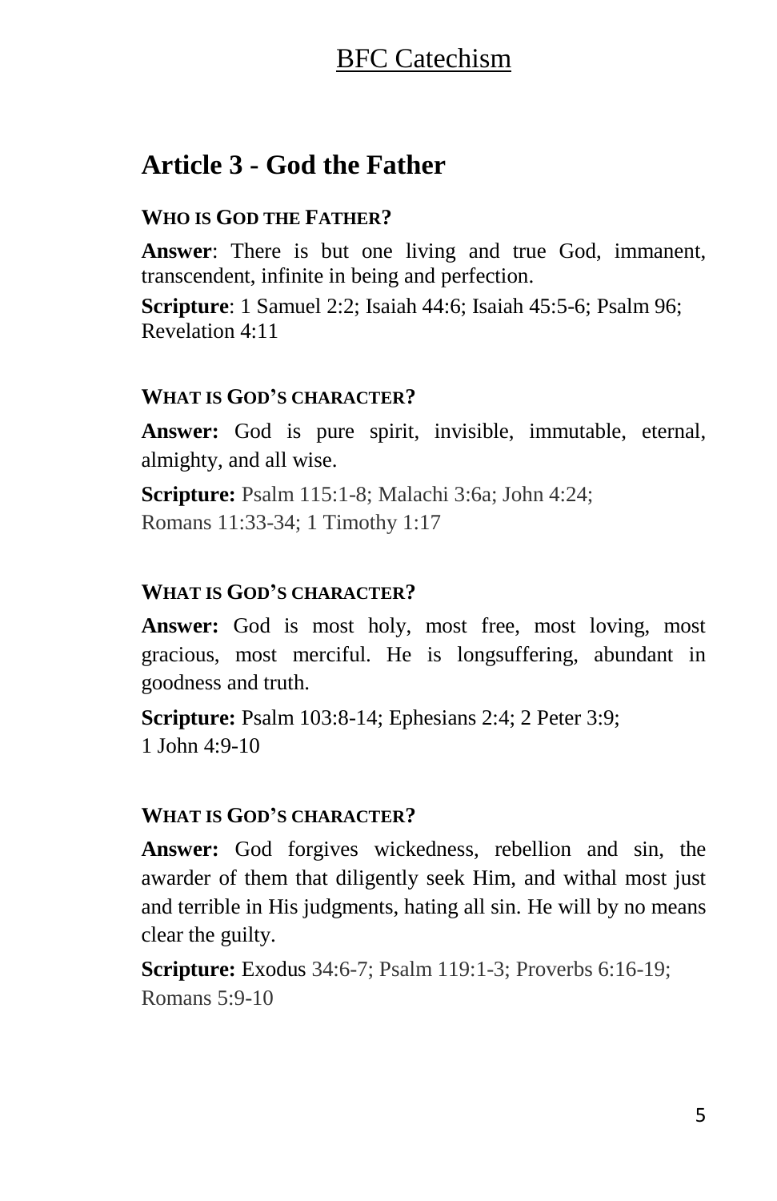## Article 3 - God the Father

**WHO IS GOD THE FATHER?**

**Answer**: There is but one living and true God, immanent, transcendent, infinite in being and perfection.

**Scripture**: 1 Samuel 2:2; Isaiah 44:6; Isaiah 45:5-6; Psalm 96; Revelation 4:11

**WHAT IS GOD'S CHARACTER?**

**Answer:** God is pure spirit, invisible, immutable, eternal, almighty, and all wise.

**Scripture:** Psalm 115:1-8; Malachi 3:6a; John 4:24; Romans 11:33-34; 1 Timothy 1:17

**WHAT IS GOD'S CHARACTER?**

**Answer:** God is most holy, most free, most loving, most gracious, most merciful. He is longsuffering, abundant in goodness and truth.

**Scripture:** Psalm 103:8-14; Ephesians 2:4; 2 Peter 3:9; 1 John 4:9-10

**WHAT IS GOD'S CHARACTER?**

**Answer:** God forgives wickedness, rebellion and sin, the awarder of them that diligently seek Him, and withal most just and terrible in His judgments, hating all sin. He will by no means clear the guilty.

**Scripture:** Exodus 34:6-7; Psalm 119:1-3; Proverbs 6:16-19; Romans 5:9-10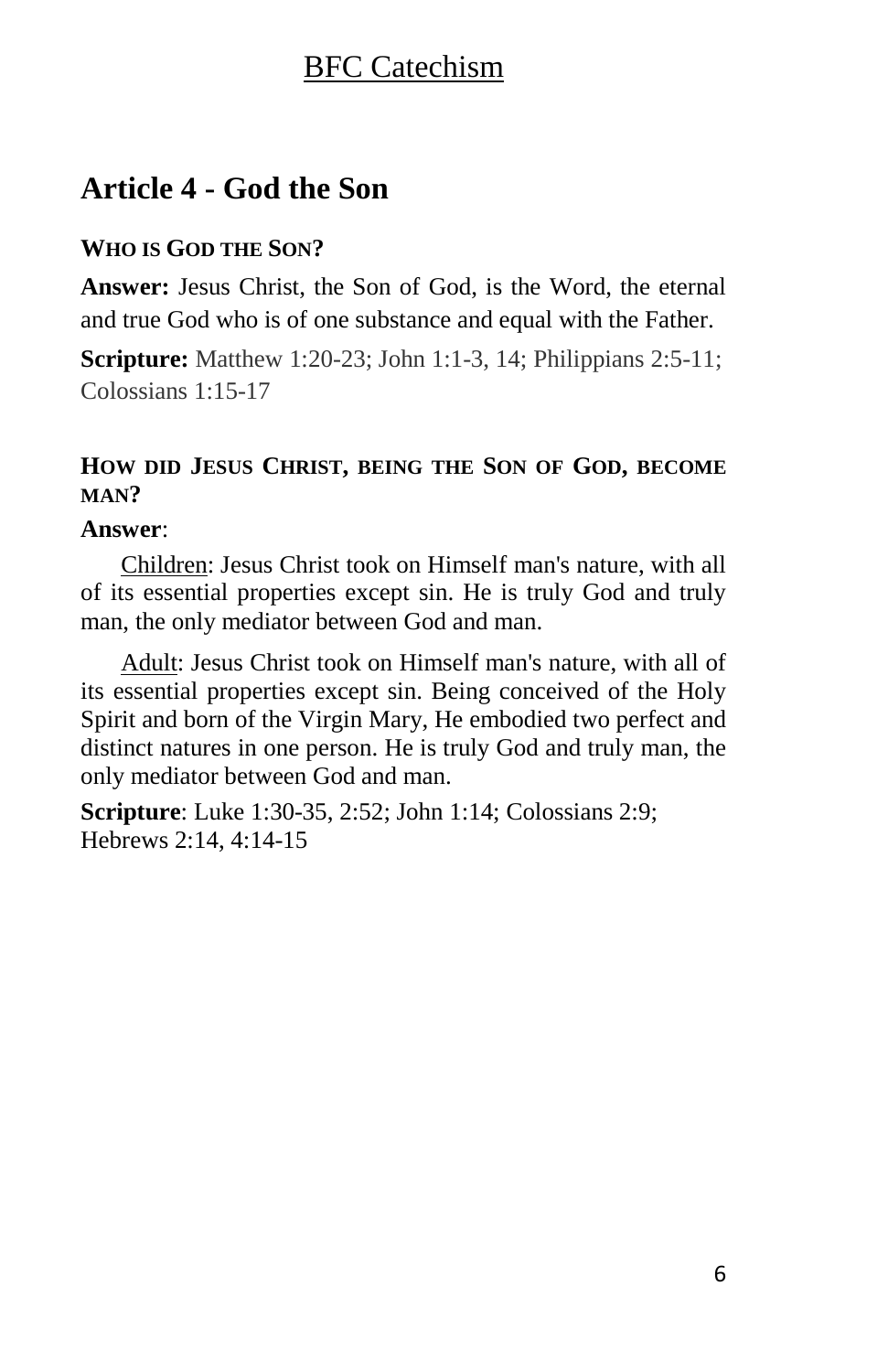## Article 4 - God the Son

### WHO IS GOD THE SON?

**Answer:** Jesus Christ, the Son of God, is the Word, the eternal and true God who is of one substance and equal with the Father.

**Scripture:** Matthew 1:20-23; John 1:1-3, 14; Philippians 2:5-11; Colossians 1:15-17

### HOW DID JESUS CHRIST, BEING THE SON OF GOD, BECOME MAN?

**Answer**:

Children: Jesus Christ took on Himself man's nature, with all of its essential properties except sin. He is truly God and truly man, the only mediator between God and man.

Adult: Jesus Christ took on Himself man's nature, with all of its essential properties except sin. Being conceived of the Holy Spirit and born of the Virgin Mary, He embodied two perfect and distinct natures in one person. He is truly God and truly man, the only mediator between God and man.

**Scripture**: Luke 1:30-35, 2:52; John 1:14; Colossians 2:9; Hebrews 2:14, 4:14-15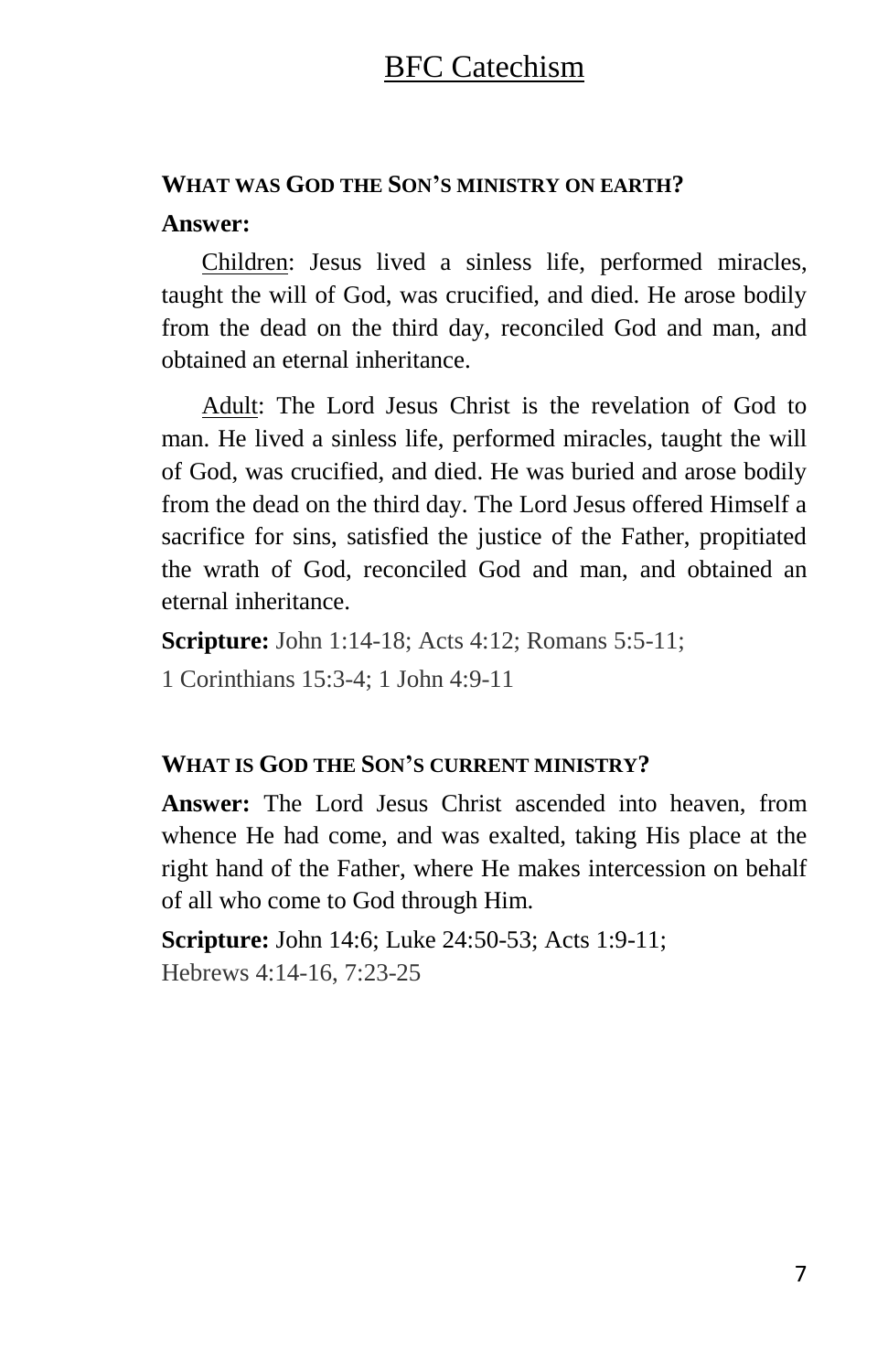## What was God the Son's ministry on earth?

**Answer:**

Children: Jesus lived a sinless life, performed miracles, taught the will of God, was crucified, and died. He arose bodily from the dead on the third day, reconciled God and man, and obtained an eternal inheritance.

Adult: The Lord Jesus Christ is the revelation of God to man. He lived a sinless life, performed miracles, taught the will of God, was crucified, and died. He was buried and arose bodily from the dead on the third day. The Lord Jesus offered Himself a sacrifice for sins, satisfied the justice of the Father, propitiated the wrath of God, reconciled God and man, and obtained an eternal inheritance.

**Scripture:** John 1:14-18; Acts 4:12; Romans 5:5-11; 1 Corinthians 15:3-4; 1 John 4:9-11

## What is God the Son's current ministry?

**Answer:** The Lord Jesus Christ ascended into heaven, from whence He had come, and was exalted, taking His place at the right hand of the Father, where He makes intercession on behalf of all who come to God through Him.

**Scripture:** John 14:6; Luke 24:50-53; Acts 1:9-11; Hebrews 4:14-16, 7:23-25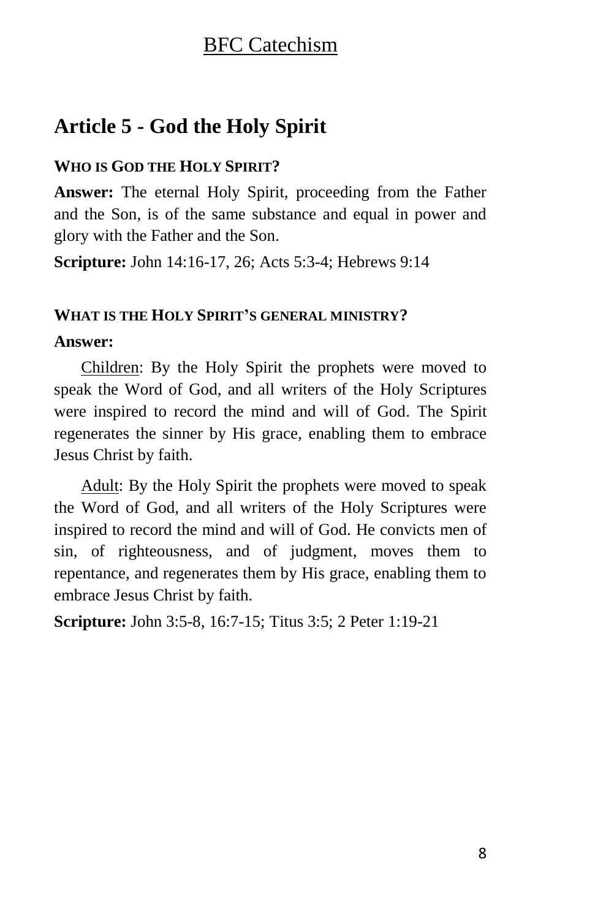# Article 5 - God the Holy Spirit

### WHO IS GOD THE HOLY SPIRIT?

**Answer:** The eternal Holy Spirit, proceeding from the Father and the Son, is of the same substance and equal in power and glory with the Father and the Son.

**Scripture:** John 14:16-17, 26; Acts 5:3-4; Hebrews 9:14

### WHAT IS THE HOLY SPIRIT'S GENERAL MINISTRY?

**Answer:**

Children: By the Holy Spirit the prophets were moved to speak the Word of God, and all writers of the Holy Scriptures were inspired to record the mind and will of God. The Spirit regenerates the sinner by His grace, enabling them to embrace Jesus Christ by faith.

Adult: By the Holy Spirit the prophets were moved to speak the Word of God, and all writers of the Holy Scriptures were inspired to record the mind and will of God. He convicts men of sin, of righteousness, and of judgment, moves them to repentance, and regenerates them by His grace, enabling them to embrace Jesus Christ by faith.

**Scripture:** John 3:5-8, 16:7-15; Titus 3:5; 2 Peter 1:19-21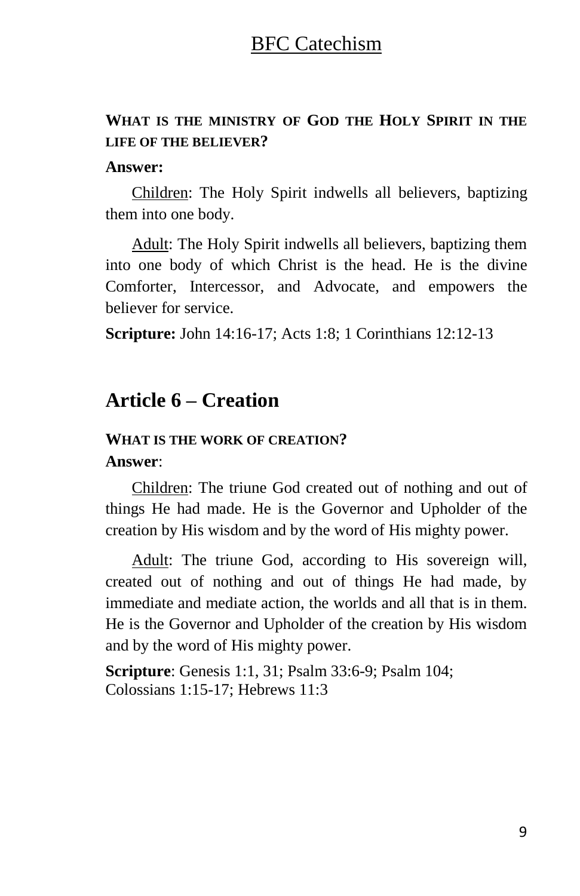**WHAT IS THE MINISTRY OF GOD THE HOLY SPIRIT IN THE LIFE OF THE BELIEVER?**

**Answer:**

Children: The Holy Spirit indwells all believers, baptizing them into one body.

Adult: The Holy Spirit indwells all believers, baptizing them into one body of which Christ is the head. He is the divine Comforter, Intercessor, and Advocate, and empowers the believer for service.

**Scripture:** John 14:16-17; Acts 1:8; 1 Corinthians 12:12-13

## Article 6 – Creation

**WHAT IS THE WORK OF CREATION?**

**Answer**:

Children: The triune God created out of nothing and out of things He had made. He is the Governor and Upholder of the creation by His wisdom and by the word of His mighty power.

Adult: The triune God, according to His sovereign will, created out of nothing and out of things He had made, by immediate and mediate action, the worlds and all that is in them. He is the Governor and Upholder of the creation by His wisdom and by the word of His mighty power.

**Scripture**: Genesis 1:1, 31; Psalm 33:6-9; Psalm 104; Colossians 1:15-17; Hebrews 11:3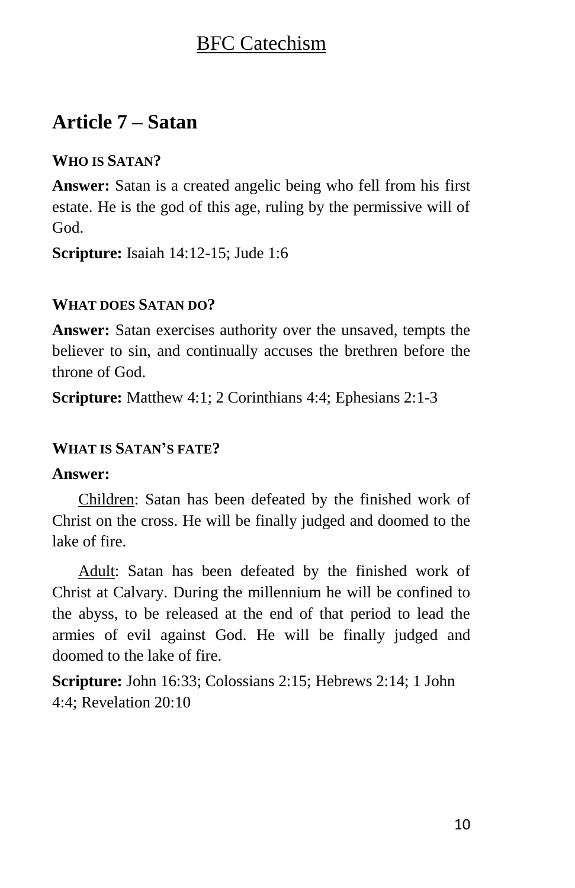## Article 7 – Satan

### WHO IS SATAN?

**Answer:** Satan is a created angelic being who fell from his first estate. He is the god of this age, ruling by the permissive will of God.

**Scripture:** Isaiah 14:12-15; Jude 1:6

### WHAT DOES SATAN DO?

**Answer:** Satan exercises authority over the unsaved, tempts the believer to sin, and continually accuses the brethren before the throne of God.

**Scripture:** Matthew 4:1; 2 Corinthians 4:4; Ephesians 2:1-3

### WHAT IS SATAN'S FATE?

**Answer:**

Children: Satan has been defeated by the finished work of Christ on the cross. He will be finally judged and doomed to the lake of fire.

Adult: Satan has been defeated by the finished work of Christ at Calvary. During the millennium he will be confined to the abyss, to be released at the end of that period to lead the armies of evil against God. He will be finally judged and doomed to the lake of fire.

**Scripture:** John 16:33; Colossians 2:15; Hebrews 2:14; 1 John 4:4; Revelation 20:10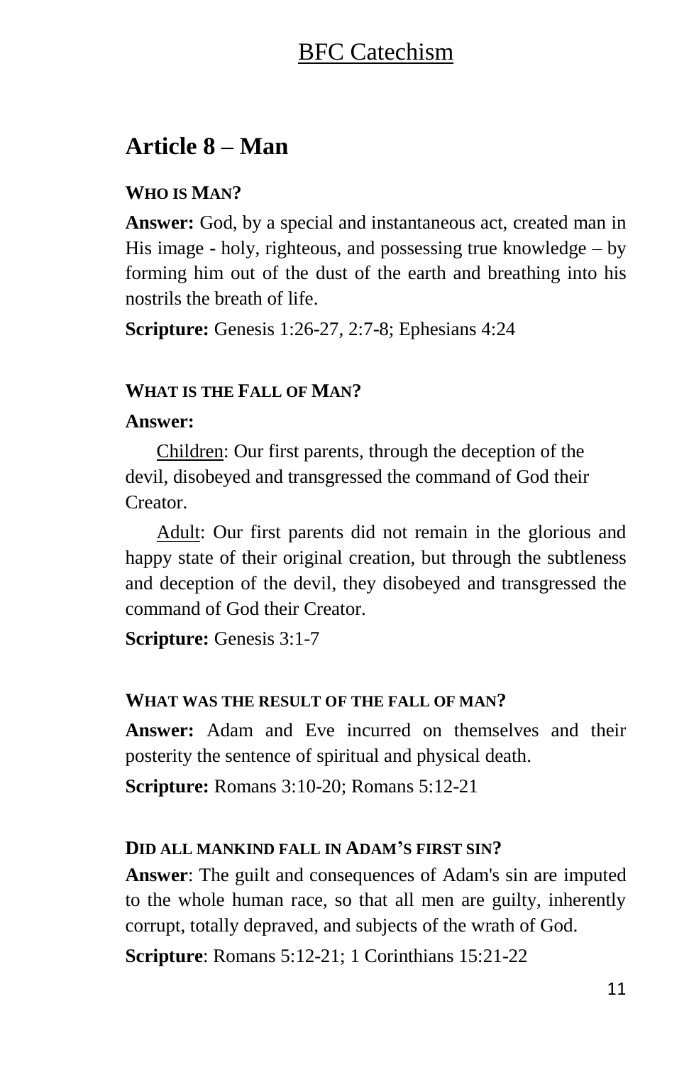## Article 8 – Man

### WHO IS MAN?

**Answer:** God, by a special and instantaneous act, created man in His image - holy, righteous, and possessing true knowledge – by forming him out of the dust of the earth and breathing into his nostrils the breath of life.

**Scripture:** Genesis 1:26-27, 2:7-8; Ephesians 4:24

### WHAT IS THE FALL OF MAN?

**Answer:**

Children: Our first parents, through the deception of the devil, disobeyed and transgressed the command of God their Creator.

Adult: Our first parents did not remain in the glorious and happy state of their original creation, but through the subtleness and deception of the devil, they disobeyed and transgressed the command of God their Creator.

**Scripture:** Genesis 3:1-7

### WHAT WAS THE RESULT OF THE FALL OF MAN?

**Answer:** Adam and Eve incurred on themselves and their posterity the sentence of spiritual and physical death.

**Scripture:** Romans 3:10-20; Romans 5:12-21

### DID ALL MANKIND FALL IN ADAM'S FIRST SIN?

**Answer**: The guilt and consequences of Adam's sin are imputed to the whole human race, so that all men are guilty, inherently corrupt, totally depraved, and subjects of the wrath of God.

**Scripture**: Romans 5:12-21; 1 Corinthians 15:21-22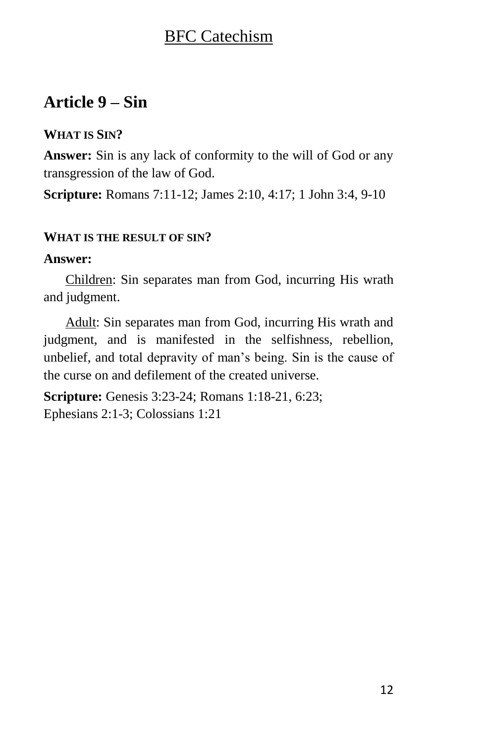## Article 9 – Sin

### WHAT IS SIN?

**Answer:** Sin is any lack of conformity to the will of God or any transgression of the law of God.

**Scripture:** Romans 7:11-12; James 2:10, 4:17; 1 John 3:4, 9-10

### WHAT IS THE RESULT OF SIN?

**Answer:**

<u>Children</u>: Sin separates man from God, incurring His wrath and judgment.

<u>Adult</u>: Sin separates man from God, incurring His wrath and judgment, and is manifested in the selfishness, rebellion, unbelief, and total depravity of man's being. Sin is the cause of the curse on and defilement of the created universe.

**Scripture:** Genesis 3:23-24; Romans 1:18-21, 6:23; Ephesians 2:1-3; Colossians 1:21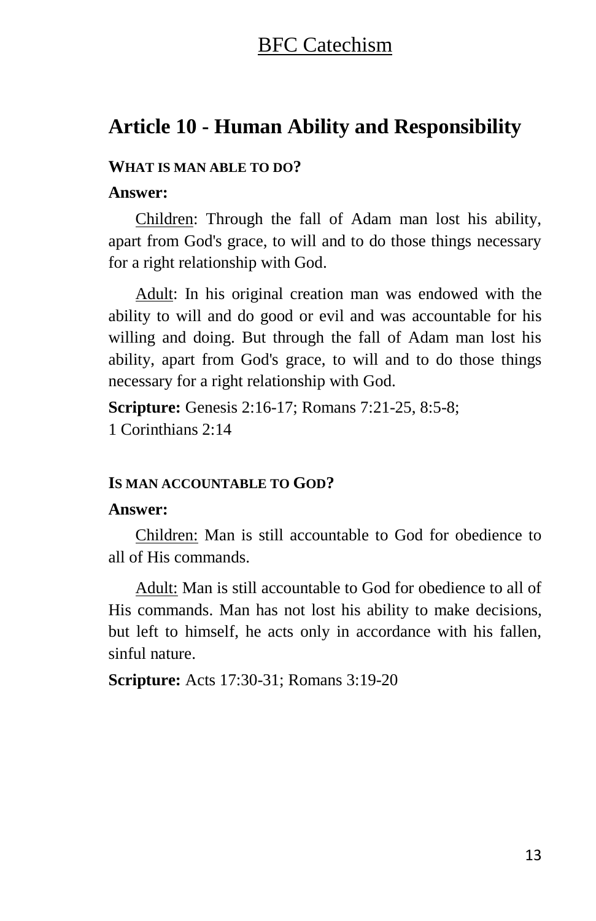## Article 10 - Human Ability and Responsibility

**WHAT IS MAN ABLE TO DO?**

**Answer:**

Children: Through the fall of Adam man lost his ability, apart from God's grace, to will and to do those things necessary for a right relationship with God.

Adult: In his original creation man was endowed with the ability to will and do good or evil and was accountable for his willing and doing. But through the fall of Adam man lost his ability, apart from God's grace, to will and to do those things necessary for a right relationship with God.

**Scripture:** Genesis 2:16-17; Romans 7:21-25, 8:5-8; 1 Corinthians 2:14

**IS MAN ACCOUNTABLE TO GOD?**

**Answer:**

Children: Man is still accountable to God for obedience to all of His commands.

Adult: Man is still accountable to God for obedience to all of His commands. Man has not lost his ability to make decisions, but left to himself, he acts only in accordance with his fallen, sinful nature.

**Scripture:** Acts 17:30-31; Romans 3:19-20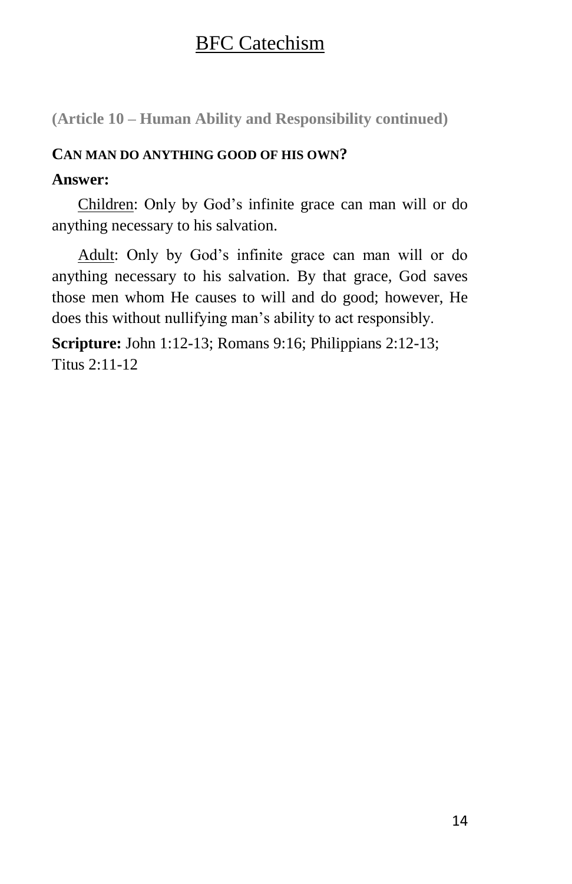(Article 10 – Human Ability and Responsibility continued)

**CAN MAN DO ANYTHING GOOD OF HIS OWN?**

**Answer:**

Children: Only by God’s infinite grace can man will or do anything necessary to his salvation.

Adult: Only by God’s infinite grace can man will or do anything necessary to his salvation. By that grace, God saves those men whom He causes to will and do good; however, He does this without nullifying man’s ability to act responsibly.

**Scripture:** John 1:12-13; Romans 9:16; Philippians 2:12-13; Titus 2:11-12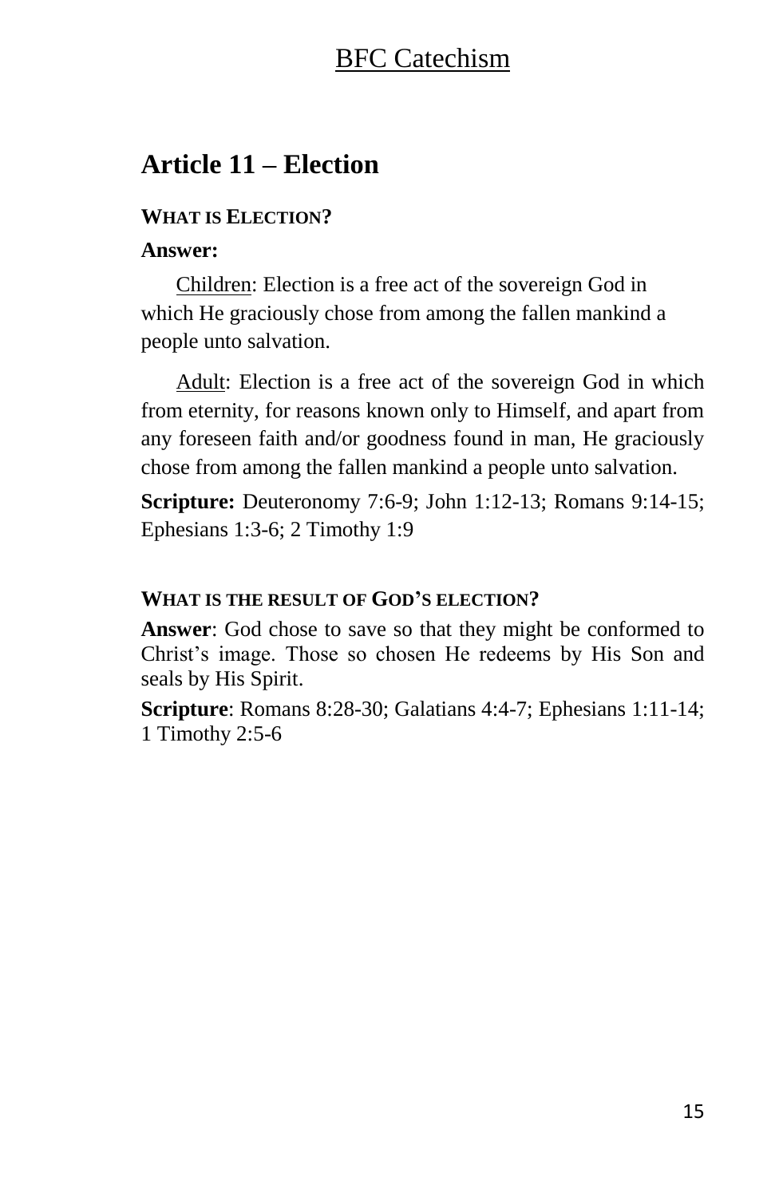## Article 11 – Election

**WHAT IS ELECTION?**

**Answer:**

Children: Election is a free act of the sovereign God in which He graciously chose from among the fallen mankind a people unto salvation.

Adult: Election is a free act of the sovereign God in which from eternity, for reasons known only to Himself, and apart from any foreseen faith and/or goodness found in man, He graciously chose from among the fallen mankind a people unto salvation.

**Scripture:** Deuteronomy 7:6-9; John 1:12-13; Romans 9:14-15; Ephesians 1:3-6; 2 Timothy 1:9

**WHAT IS THE RESULT OF GOD'S ELECTION?**

**Answer**: God chose to save so that they might be conformed to Christ's image. Those so chosen He redeems by His Son and seals by His Spirit.

**Scripture**: Romans 8:28-30; Galatians 4:4-7; Ephesians 1:11-14; 1 Timothy 2:5-6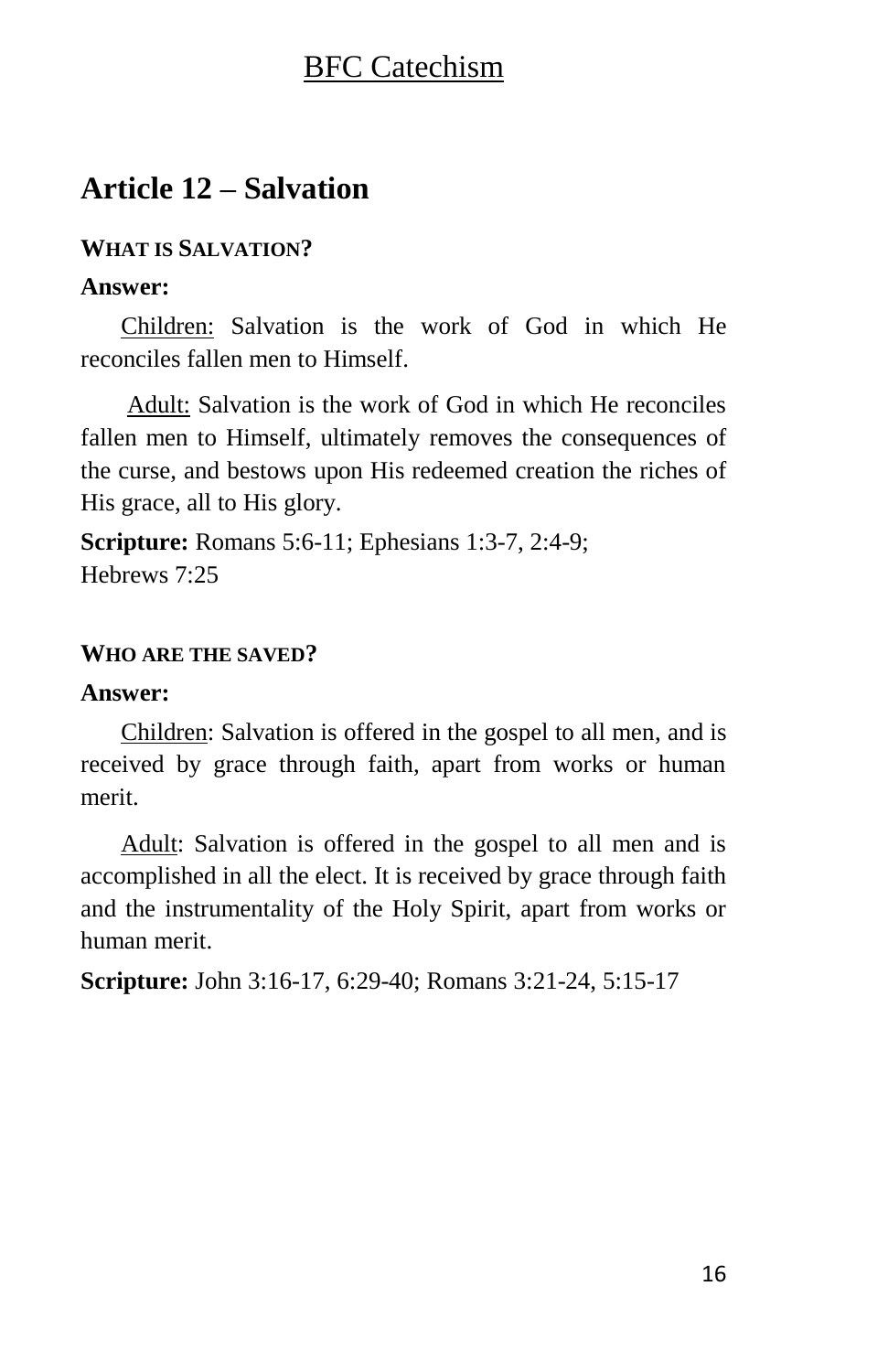## Article 12 – Salvation

### WHAT IS SALVATION?

**Answer:**

Children: Salvation is the work of God in which He reconciles fallen men to Himself.

Adult: Salvation is the work of God in which He reconciles fallen men to Himself, ultimately removes the consequences of the curse, and bestows upon His redeemed creation the riches of His grace, all to His glory.

**Scripture:** Romans 5:6-11; Ephesians 1:3-7, 2:4-9; Hebrews 7:25

### WHO ARE THE SAVED?

**Answer:**

Children: Salvation is offered in the gospel to all men, and is received by grace through faith, apart from works or human merit.

Adult: Salvation is offered in the gospel to all men and is accomplished in all the elect. It is received by grace through faith and the instrumentality of the Holy Spirit, apart from works or human merit.

**Scripture:** John 3:16-17, 6:29-40; Romans 3:21-24, 5:15-17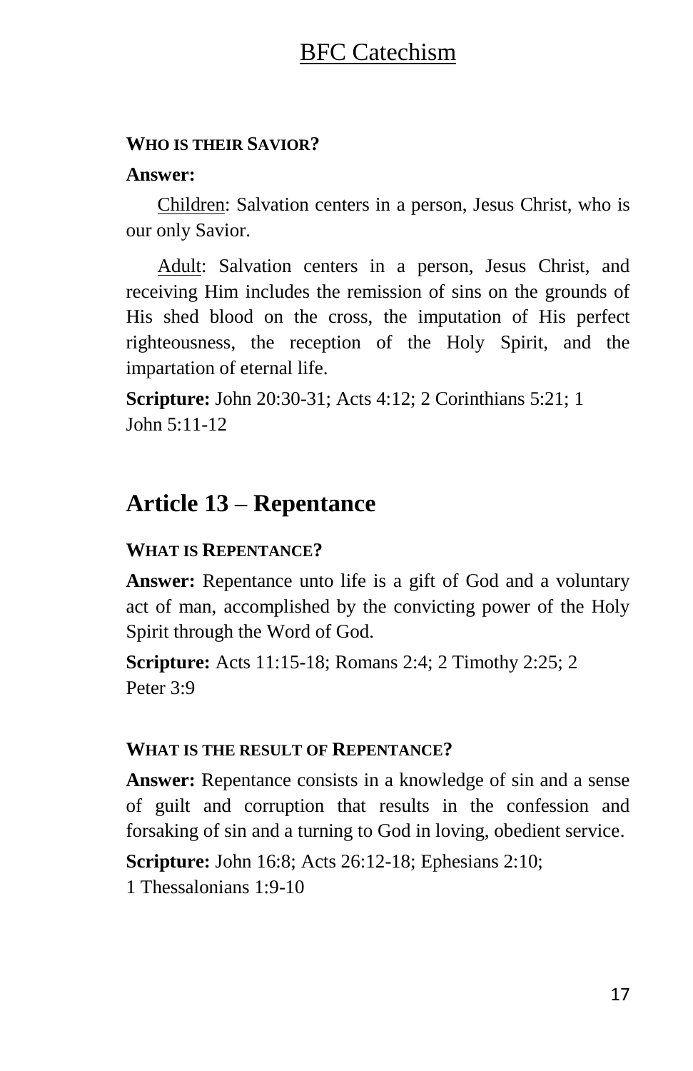**WHO IS THEIR SAVIOR?**

**Answer:**

Children: Salvation centers in a person, Jesus Christ, who is our only Savior.

Adult: Salvation centers in a person, Jesus Christ, and receiving Him includes the remission of sins on the grounds of His shed blood on the cross, the imputation of His perfect righteousness, the reception of the Holy Spirit, and the impartation of eternal life.

**Scripture:** John 20:30-31; Acts 4:12; 2 Corinthians 5:21; 1 John 5:11-12

## Article 13 – Repentance

**WHAT IS REPENTANCE?**

**Answer:** Repentance unto life is a gift of God and a voluntary act of man, accomplished by the convicting power of the Holy Spirit through the Word of God.

**Scripture:** Acts 11:15-18; Romans 2:4; 2 Timothy 2:25; 2 Peter 3:9

**WHAT IS THE RESULT OF REPENTANCE?**

**Answer:** Repentance consists in a knowledge of sin and a sense of guilt and corruption that results in the confession and forsaking of sin and a turning to God in loving, obedient service.

**Scripture:** John 16:8; Acts 26:12-18; Ephesians 2:10; 1 Thessalonians 1:9-10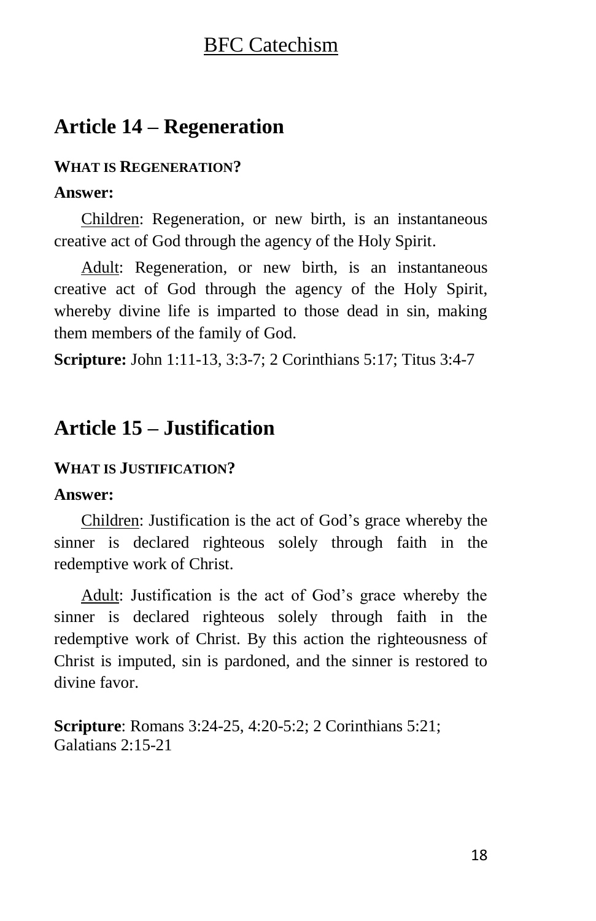## Article 14 – Regeneration

**WHAT IS REGENERATION?**

**Answer:**

Children: Regeneration, or new birth, is an instantaneous creative act of God through the agency of the Holy Spirit.

Adult: Regeneration, or new birth, is an instantaneous creative act of God through the agency of the Holy Spirit, whereby divine life is imparted to those dead in sin, making them members of the family of God.

**Scripture:** John 1:11-13, 3:3-7; 2 Corinthians 5:17; Titus 3:4-7

## Article 15 – Justification

**WHAT IS JUSTIFICATION?**

**Answer:**

Children: Justification is the act of God's grace whereby the sinner is declared righteous solely through faith in the redemptive work of Christ.

Adult: Justification is the act of God's grace whereby the sinner is declared righteous solely through faith in the redemptive work of Christ. By this action the righteousness of Christ is imputed, sin is pardoned, and the sinner is restored to divine favor.

**Scripture**: Romans 3:24-25, 4:20-5:2; 2 Corinthians 5:21; Galatians 2:15-21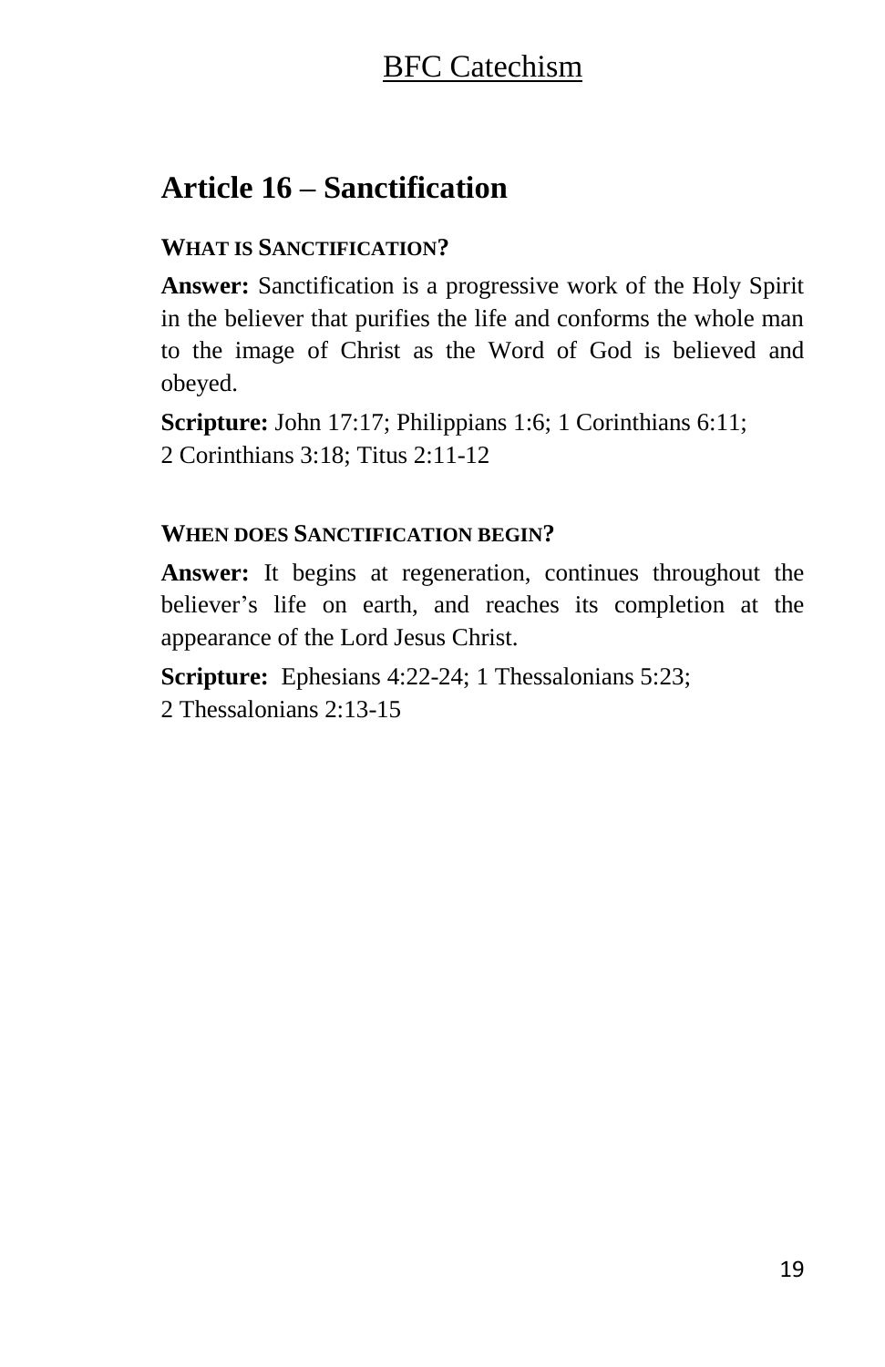## Article 16 – Sanctification

#### WHAT IS SANCTIFICATION?

**Answer:** Sanctification is a progressive work of the Holy Spirit in the believer that purifies the life and conforms the whole man to the image of Christ as the Word of God is believed and obeyed.

**Scripture:** John 17:17; Philippians 1:6; 1 Corinthians 6:11; 2 Corinthians 3:18; Titus 2:11-12

#### WHEN DOES SANCTIFICATION BEGIN?

**Answer:** It begins at regeneration, continues throughout the believer's life on earth, and reaches its completion at the appearance of the Lord Jesus Christ.

**Scripture:** Ephesians 4:22-24; 1 Thessalonians 5:23; 2 Thessalonians 2:13-15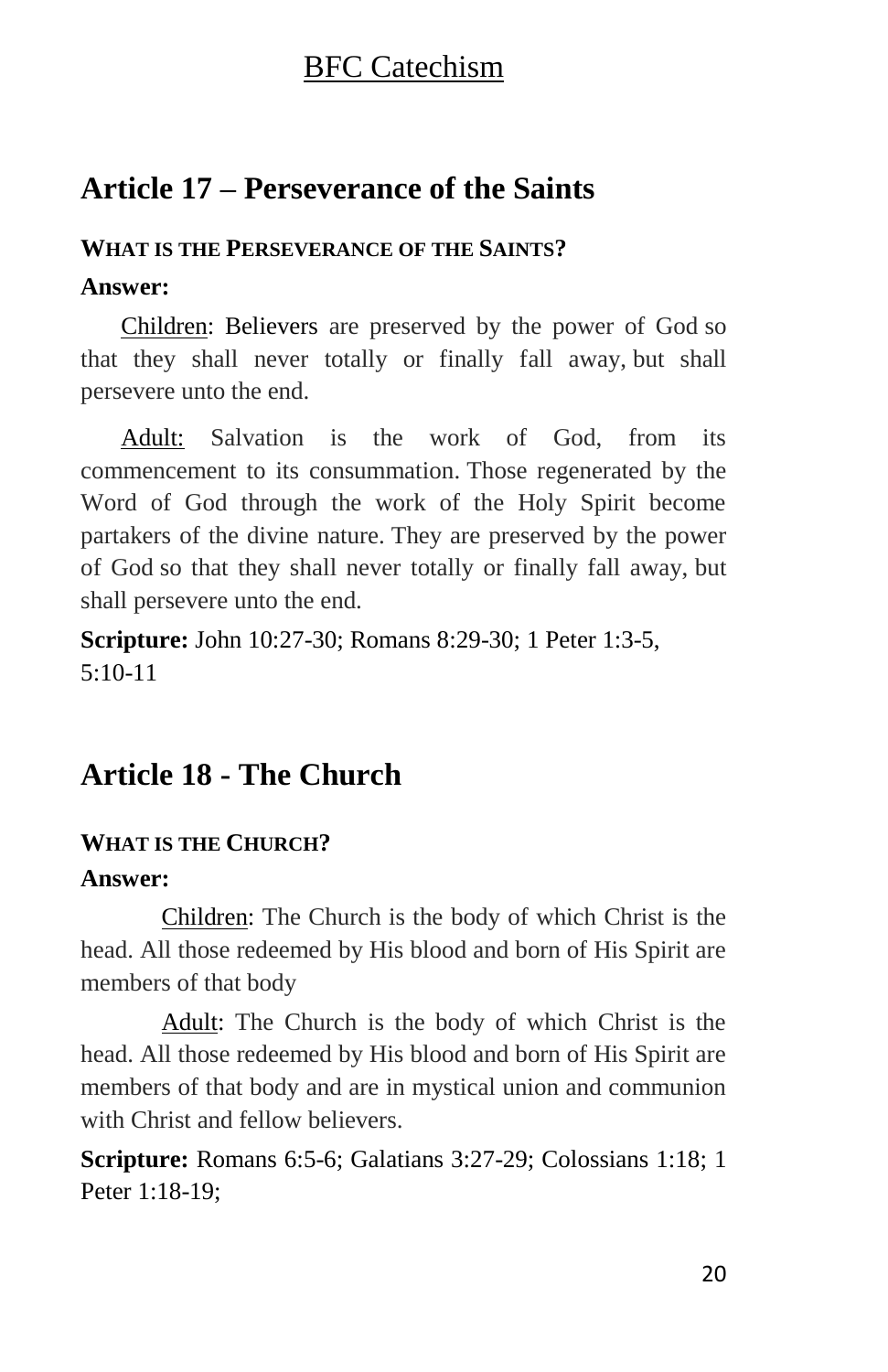## Article 17 – Perseverance of the Saints

**WHAT IS THE PERSEVERANCE OF THE SAINTS?**

**Answer:**

Children: Believers are preserved by the power of God so that they shall never totally or finally fall away, but shall persevere unto the end.

Adult: Salvation is the work of God, from its commencement to its consummation. Those regenerated by the Word of God through the work of the Holy Spirit become partakers of the divine nature. They are preserved by the power of God so that they shall never totally or finally fall away, but shall persevere unto the end.

**Scripture:** John 10:27-30; Romans 8:29-30; 1 Peter 1:3-5, 5:10-11

## Article 18 - The Church

**WHAT IS THE CHURCH?**

**Answer:**

Children: The Church is the body of which Christ is the head. All those redeemed by His blood and born of His Spirit are members of that body

Adult: The Church is the body of which Christ is the head. All those redeemed by His blood and born of His Spirit are members of that body and are in mystical union and communion with Christ and fellow believers.

**Scripture:** Romans 6:5-6; Galatians 3:27-29; Colossians 1:18; 1 Peter 1:18-19;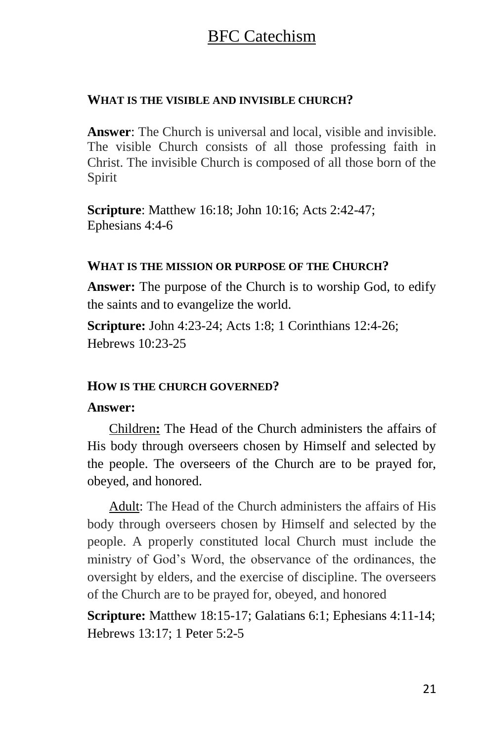### WHAT IS THE VISIBLE AND INVISIBLE CHURCH?

**Answer**: The Church is universal and local, visible and invisible. The visible Church consists of all those professing faith in Christ. The invisible Church is composed of all those born of the Spirit

**Scripture**: Matthew 16:18; John 10:16; Acts 2:42-47; Ephesians 4:4-6

### WHAT IS THE MISSION OR PURPOSE OF THE CHURCH?

**Answer:** The purpose of the Church is to worship God, to edify the saints and to evangelize the world.

**Scripture:** John 4:23-24; Acts 1:8; 1 Corinthians 12:4-26; Hebrews 10:23-25

### HOW IS THE CHURCH GOVERNED?

**Answer:**

Children**:** The Head of the Church administers the affairs of His body through overseers chosen by Himself and selected by the people. The overseers of the Church are to be prayed for, obeyed, and honored.

Adult: The Head of the Church administers the affairs of His body through overseers chosen by Himself and selected by the people. A properly constituted local Church must include the ministry of God's Word, the observance of the ordinances, the oversight by elders, and the exercise of discipline. The overseers of the Church are to be prayed for, obeyed, and honored

**Scripture:** Matthew 18:15-17; Galatians 6:1; Ephesians 4:11-14; Hebrews 13:17; 1 Peter 5:2-5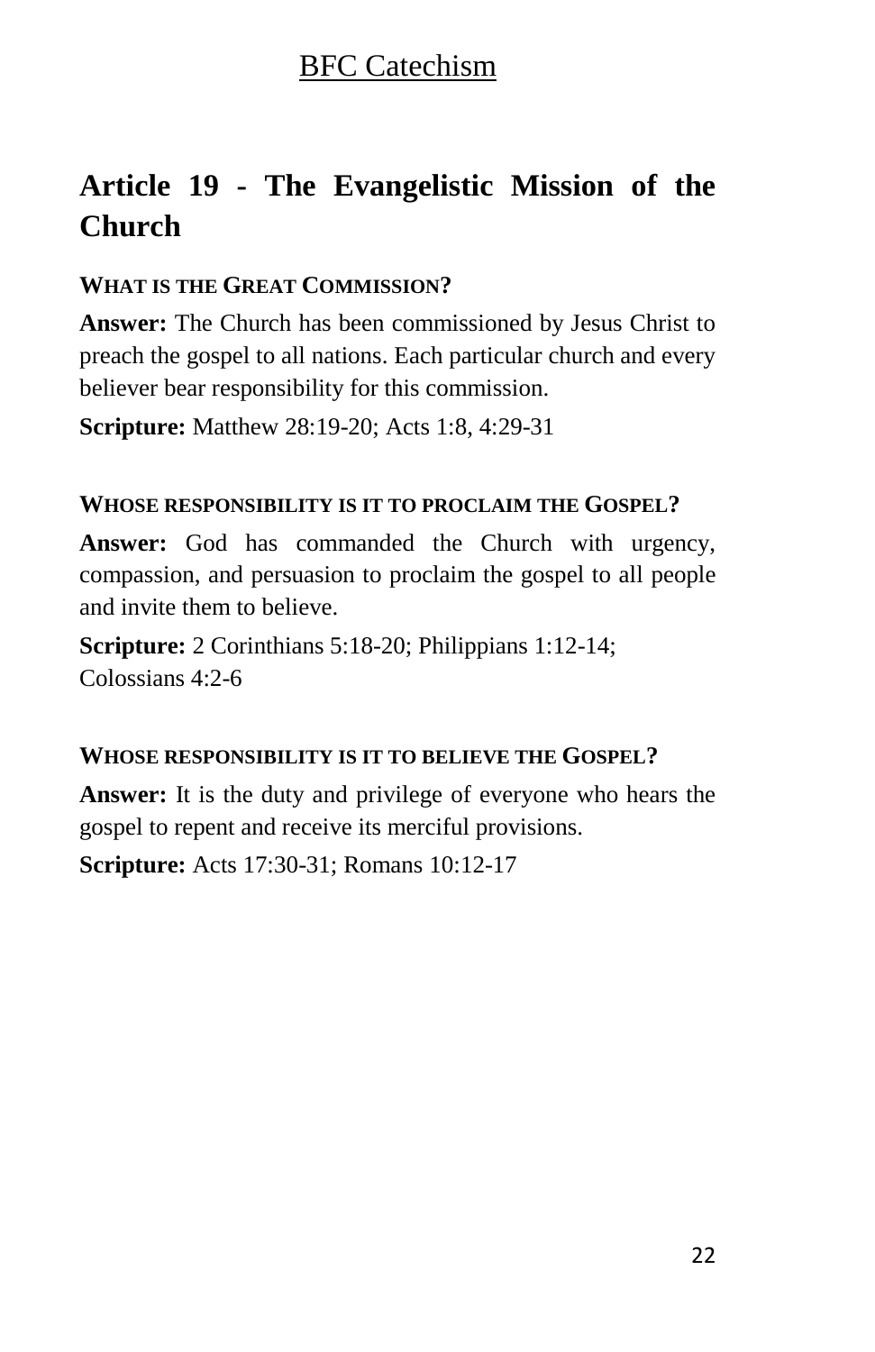## Article 19 - The Evangelistic Mission of the Church

### WHAT IS THE GREAT COMMISSION?

**Answer:** The Church has been commissioned by Jesus Christ to preach the gospel to all nations. Each particular church and every believer bear responsibility for this commission.

**Scripture:** Matthew 28:19-20; Acts 1:8, 4:29-31

### WHOSE RESPONSIBILITY IS IT TO PROCLAIM THE GOSPEL?

**Answer:** God has commanded the Church with urgency, compassion, and persuasion to proclaim the gospel to all people and invite them to believe.

**Scripture:** 2 Corinthians 5:18-20; Philippians 1:12-14; Colossians 4:2-6

### WHOSE RESPONSIBILITY IS IT TO BELIEVE THE GOSPEL?

**Answer:** It is the duty and privilege of everyone who hears the gospel to repent and receive its merciful provisions.

**Scripture:** Acts 17:30-31; Romans 10:12-17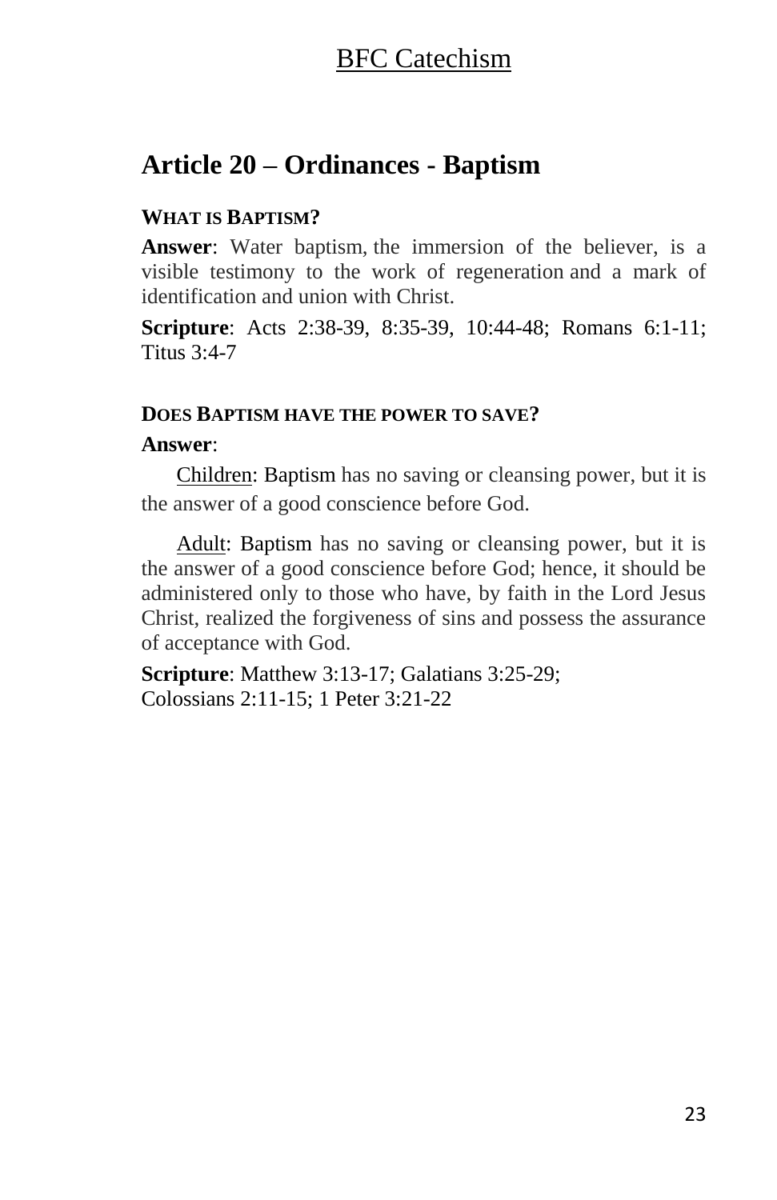## Article 20 – Ordinances - Baptism

### WHAT IS BAPTISM?

**Answer**: Water baptism, the immersion of the believer, is a visible testimony to the work of regeneration and a mark of identification and union with Christ.

**Scripture**: Acts 2:38-39, 8:35-39, 10:44-48; Romans 6:1-11; Titus 3:4-7

### DOES BAPTISM HAVE THE POWER TO SAVE?

**Answer**:

Children: Baptism has no saving or cleansing power, but it is the answer of a good conscience before God.

Adult: Baptism has no saving or cleansing power, but it is the answer of a good conscience before God; hence, it should be administered only to those who have, by faith in the Lord Jesus Christ, realized the forgiveness of sins and possess the assurance of acceptance with God.

**Scripture**: Matthew 3:13-17; Galatians 3:25-29; Colossians 2:11-15; 1 Peter 3:21-22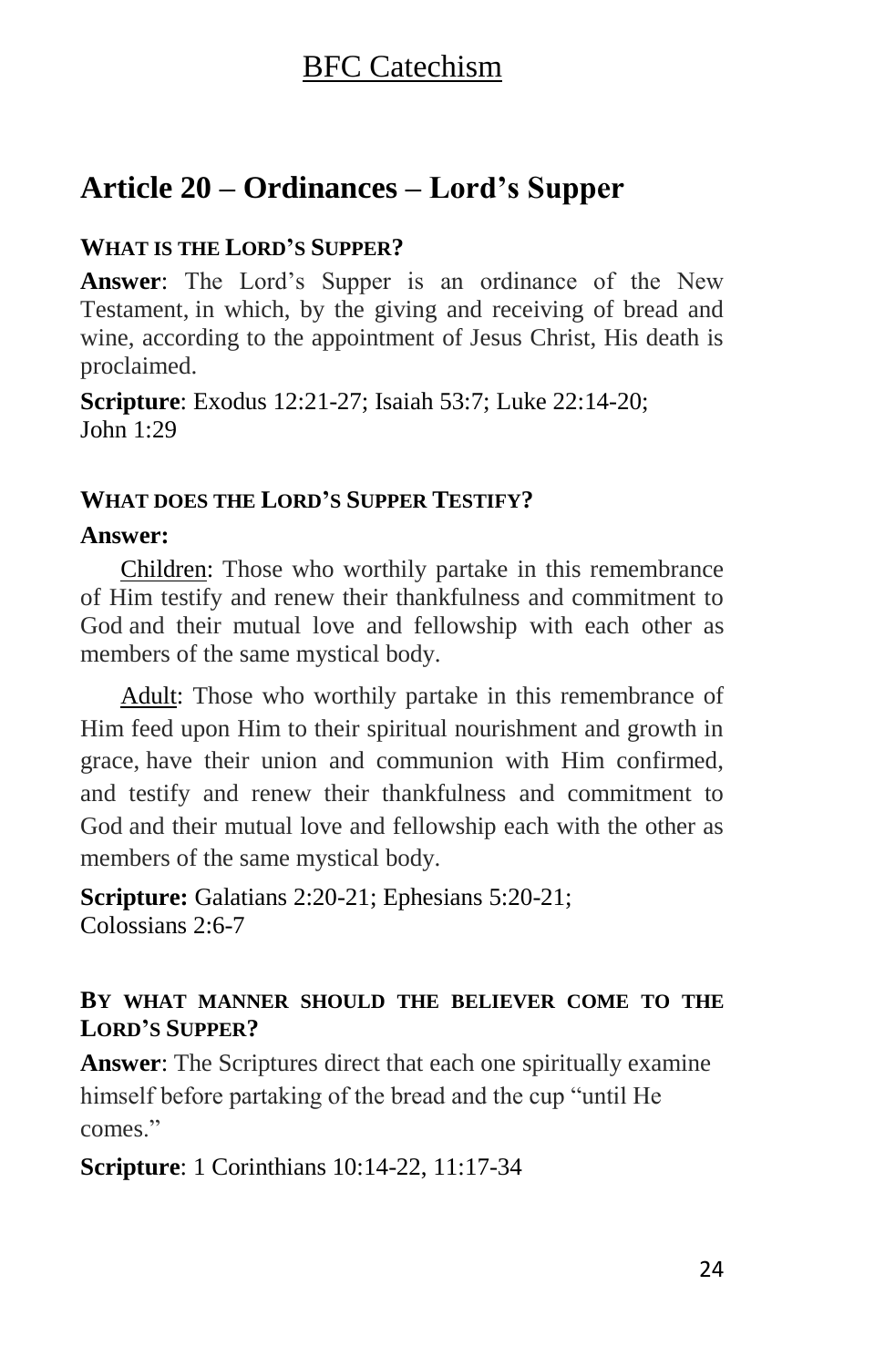## Article 20 – Ordinances – Lord's Supper

### WHAT IS THE LORD'S SUPPER?

**Answer**: The Lord's Supper is an ordinance of the New Testament, in which, by the giving and receiving of bread and wine, according to the appointment of Jesus Christ, His death is proclaimed.

**Scripture**: Exodus 12:21-27; Isaiah 53:7; Luke 22:14-20; John 1:29

### WHAT DOES THE LORD'S SUPPER TESTIFY?

**Answer:**

Children: Those who worthily partake in this remembrance of Him testify and renew their thankfulness and commitment to God and their mutual love and fellowship with each other as members of the same mystical body.

Adult: Those who worthily partake in this remembrance of Him feed upon Him to their spiritual nourishment and growth in grace, have their union and communion with Him confirmed, and testify and renew their thankfulness and commitment to God and their mutual love and fellowship each with the other as members of the same mystical body.

**Scripture:** Galatians 2:20-21; Ephesians 5:20-21; Colossians 2:6-7

### BY WHAT MANNER SHOULD THE BELIEVER COME TO THE LORD'S SUPPER?

**Answer**: The Scriptures direct that each one spiritually examine himself before partaking of the bread and the cup "until He comes."

**Scripture**: 1 Corinthians 10:14-22, 11:17-34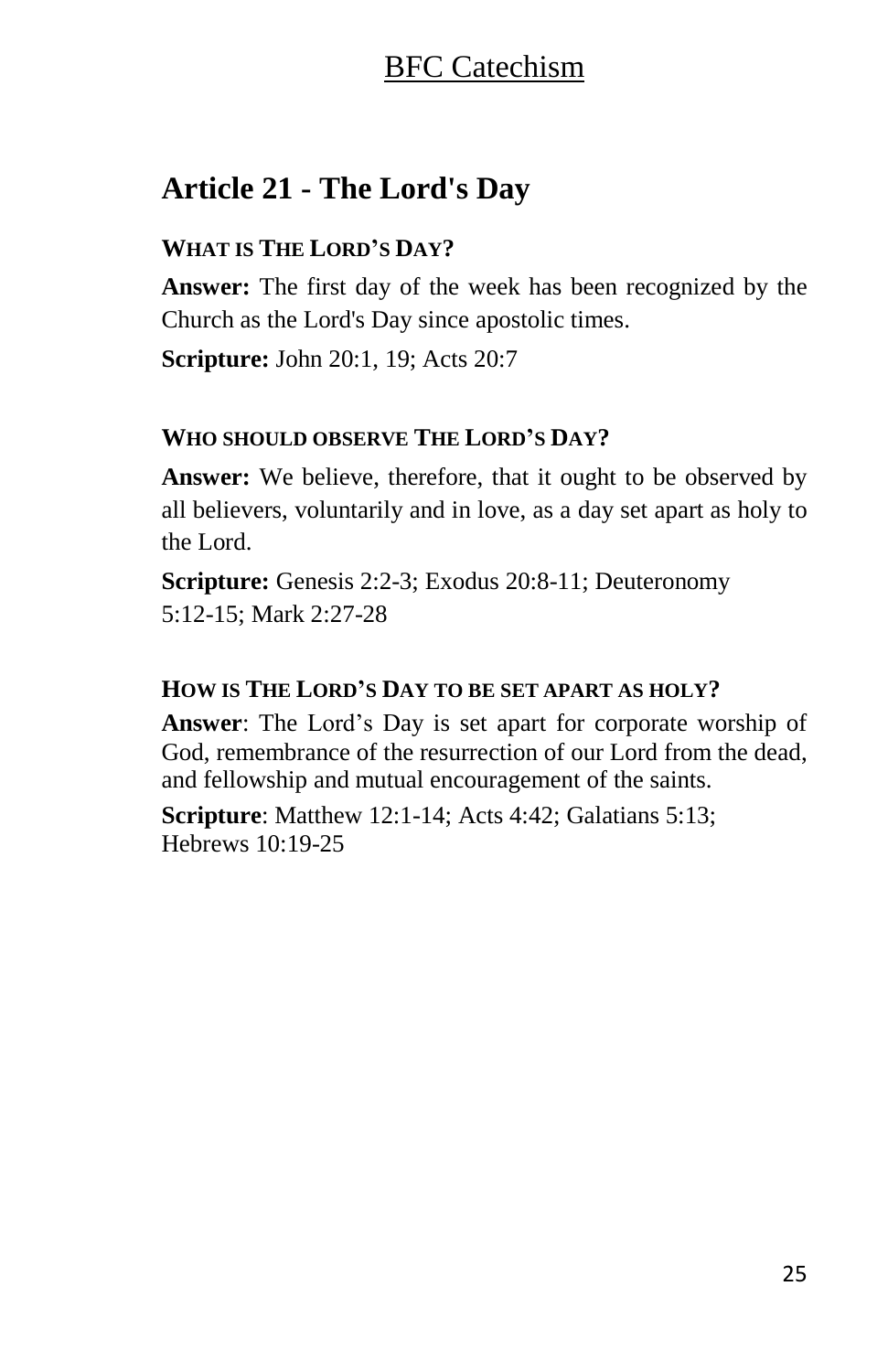## Article 21 - The Lord's Day

### WHAT IS THE LORD'S DAY?

**Answer:** The first day of the week has been recognized by the Church as the Lord's Day since apostolic times.

**Scripture:** John 20:1, 19; Acts 20:7

### WHO SHOULD OBSERVE THE LORD'S DAY?

**Answer:** We believe, therefore, that it ought to be observed by all believers, voluntarily and in love, as a day set apart as holy to the Lord.

**Scripture:** Genesis 2:2-3; Exodus 20:8-11; Deuteronomy 5:12-15; Mark 2:27-28

### HOW IS THE LORD'S DAY TO BE SET APART AS HOLY?

**Answer**: The Lord's Day is set apart for corporate worship of God, remembrance of the resurrection of our Lord from the dead, and fellowship and mutual encouragement of the saints.

**Scripture**: Matthew 12:1-14; Acts 4:42; Galatians 5:13; Hebrews 10:19-25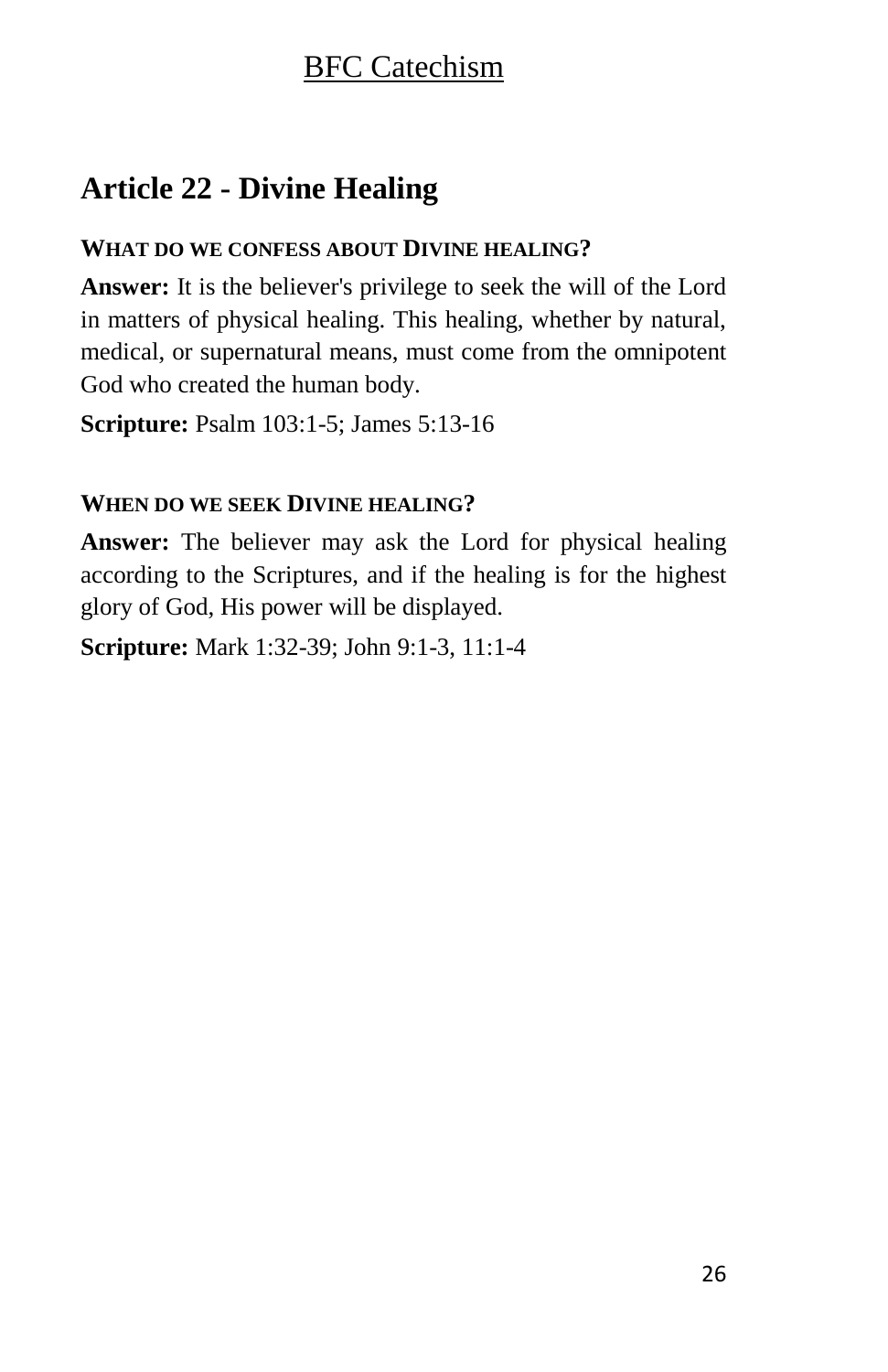## Article 22 - Divine Healing

#### WHAT DO WE CONFESS ABOUT DIVINE HEALING?

**Answer:** It is the believer's privilege to seek the will of the Lord in matters of physical healing. This healing, whether by natural, medical, or supernatural means, must come from the omnipotent God who created the human body.

**Scripture:** Psalm 103:1-5; James 5:13-16

#### WHEN DO WE SEEK DIVINE HEALING?

**Answer:** The believer may ask the Lord for physical healing according to the Scriptures, and if the healing is for the highest glory of God, His power will be displayed.

**Scripture:** Mark 1:32-39; John 9:1-3, 11:1-4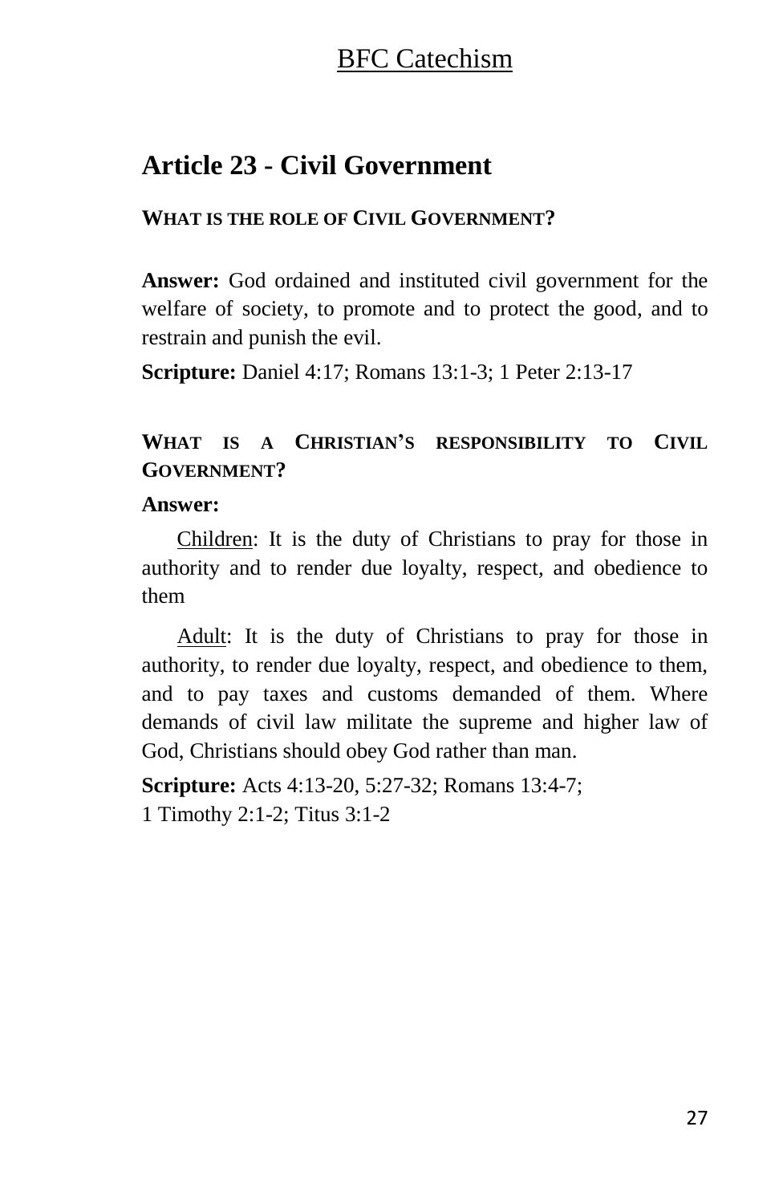## Article 23 - Civil Government

### WHAT IS THE ROLE OF CIVIL GOVERNMENT?

**Answer:** God ordained and instituted civil government for the welfare of society, to promote and to protect the good, and to restrain and punish the evil.

**Scripture:** Daniel 4:17; Romans 13:1-3; 1 Peter 2:13-17

### WHAT IS A CHRISTIAN'S RESPONSIBILITY TO CIVIL GOVERNMENT?

**Answer:**

Children: It is the duty of Christians to pray for those in authority and to render due loyalty, respect, and obedience to them

Adult: It is the duty of Christians to pray for those in authority, to render due loyalty, respect, and obedience to them, and to pay taxes and customs demanded of them. Where demands of civil law militate the supreme and higher law of God, Christians should obey God rather than man.

**Scripture:** Acts 4:13-20, 5:27-32; Romans 13:4-7; 1 Timothy 2:1-2; Titus 3:1-2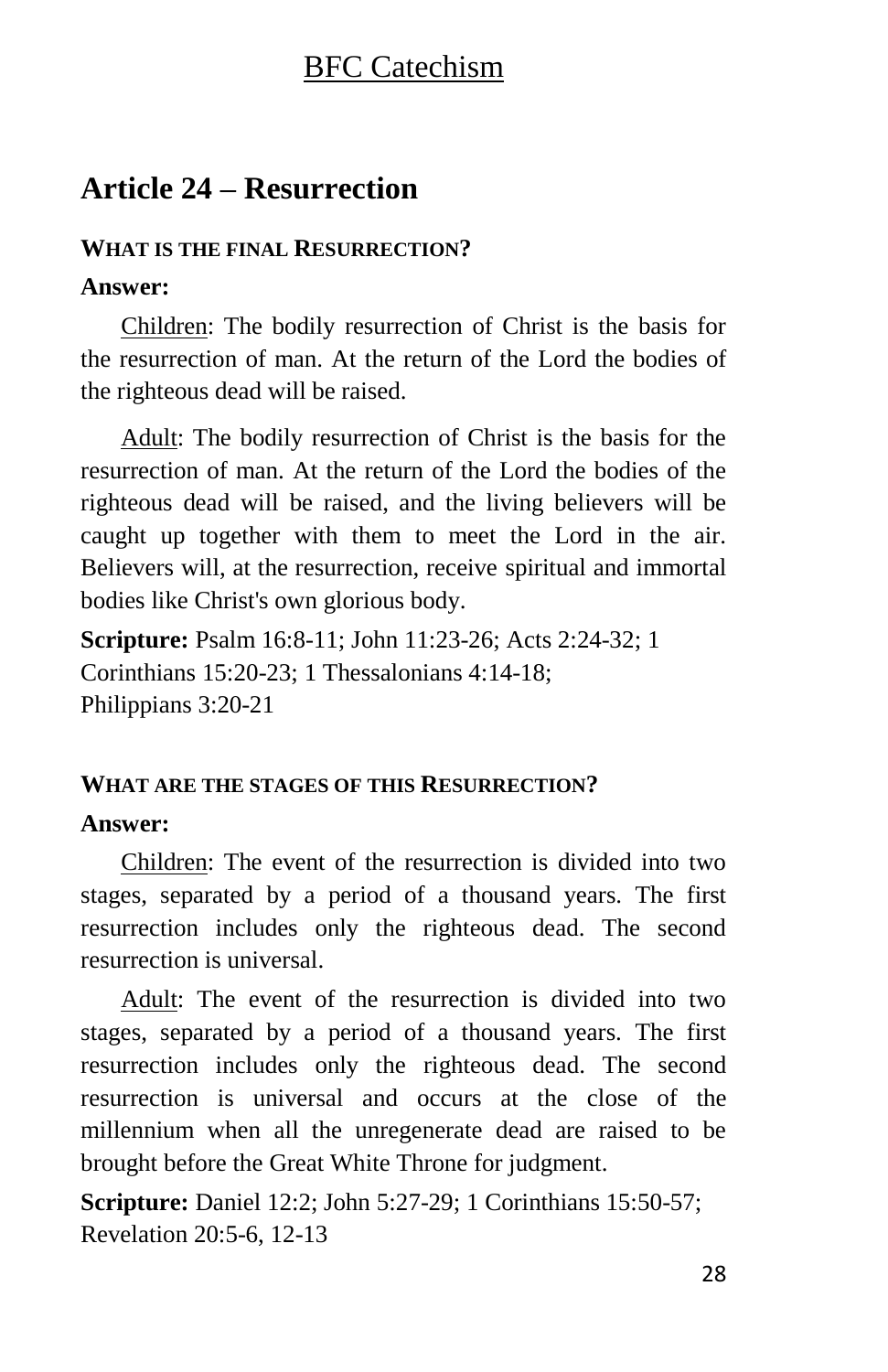## Article 24 – Resurrection

**WHAT IS THE FINAL RESURRECTION?**

**Answer:**

Children: The bodily resurrection of Christ is the basis for the resurrection of man. At the return of the Lord the bodies of the righteous dead will be raised.

Adult: The bodily resurrection of Christ is the basis for the resurrection of man. At the return of the Lord the bodies of the righteous dead will be raised, and the living believers will be caught up together with them to meet the Lord in the air. Believers will, at the resurrection, receive spiritual and immortal bodies like Christ's own glorious body.

**Scripture:** Psalm 16:8-11; John 11:23-26; Acts 2:24-32; 1 Corinthians 15:20-23; 1 Thessalonians 4:14-18; Philippians 3:20-21

**WHAT ARE THE STAGES OF THIS RESURRECTION?**

**Answer:**

Children: The event of the resurrection is divided into two stages, separated by a period of a thousand years. The first resurrection includes only the righteous dead. The second resurrection is universal.

Adult: The event of the resurrection is divided into two stages, separated by a period of a thousand years. The first resurrection includes only the righteous dead. The second resurrection is universal and occurs at the close of the millennium when all the unregenerate dead are raised to be brought before the Great White Throne for judgment.

**Scripture:** Daniel 12:2; John 5:27-29; 1 Corinthians 15:50-57; Revelation 20:5-6, 12-13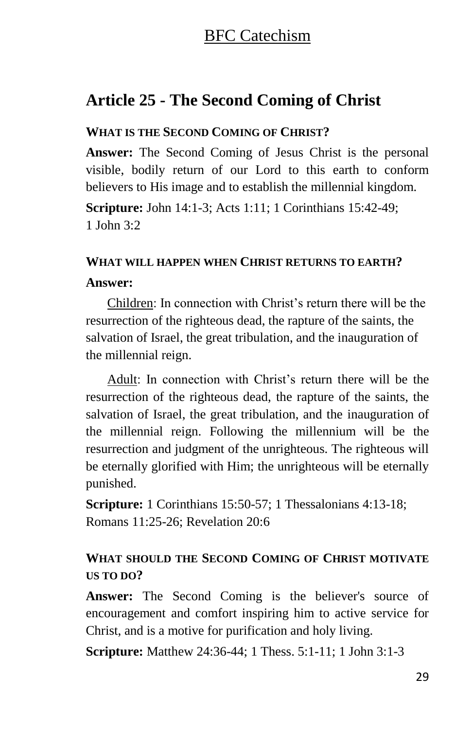## Article 25 - The Second Coming of Christ

### WHAT IS THE SECOND COMING OF CHRIST?

**Answer:** The Second Coming of Jesus Christ is the personal visible, bodily return of our Lord to this earth to conform believers to His image and to establish the millennial kingdom.

**Scripture:** John 14:1-3; Acts 1:11; 1 Corinthians 15:42-49; 1 John 3:2

### WHAT WILL HAPPEN WHEN CHRIST RETURNS TO EARTH?

**Answer:**

Children: In connection with Christ's return there will be the resurrection of the righteous dead, the rapture of the saints, the salvation of Israel, the great tribulation, and the inauguration of the millennial reign.

Adult: In connection with Christ's return there will be the resurrection of the righteous dead, the rapture of the saints, the salvation of Israel, the great tribulation, and the inauguration of the millennial reign. Following the millennium will be the resurrection and judgment of the unrighteous. The righteous will be eternally glorified with Him; the unrighteous will be eternally punished.

**Scripture:** 1 Corinthians 15:50-57; 1 Thessalonians 4:13-18; Romans 11:25-26; Revelation 20:6

### WHAT SHOULD THE SECOND COMING OF CHRIST MOTIVATE US TO DO?

**Answer:** The Second Coming is the believer's source of encouragement and comfort inspiring him to active service for Christ, and is a motive for purification and holy living.

**Scripture:** Matthew 24:36-44; 1 Thess. 5:1-11; 1 John 3:1-3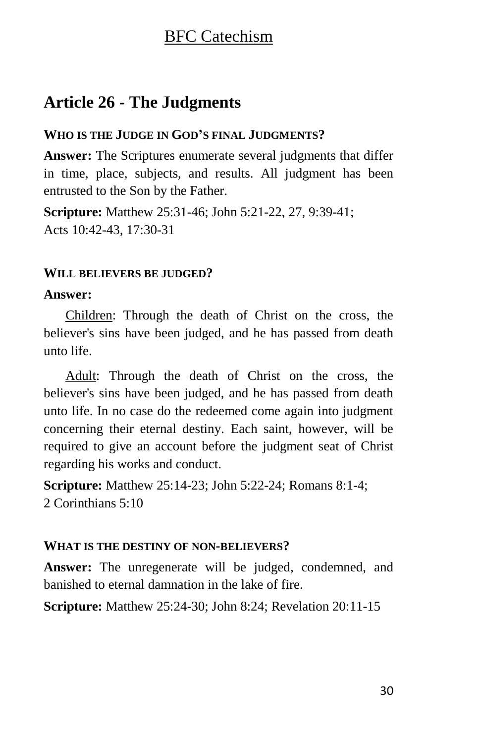## Article 26 - The Judgments

#### WHO IS THE JUDGE IN GOD'S FINAL JUDGMENTS?

**Answer:** The Scriptures enumerate several judgments that differ in time, place, subjects, and results. All judgment has been entrusted to the Son by the Father.

**Scripture:** Matthew 25:31-46; John 5:21-22, 27, 9:39-41; Acts 10:42-43, 17:30-31

#### WILL BELIEVERS BE JUDGED?

**Answer:**

Children: Through the death of Christ on the cross, the believer's sins have been judged, and he has passed from death unto life.

Adult: Through the death of Christ on the cross, the believer's sins have been judged, and he has passed from death unto life. In no case do the redeemed come again into judgment concerning their eternal destiny. Each saint, however, will be required to give an account before the judgment seat of Christ regarding his works and conduct.

**Scripture:** Matthew 25:14-23; John 5:22-24; Romans 8:1-4; 2 Corinthians 5:10

#### WHAT IS THE DESTINY OF NON-BELIEVERS?

**Answer:** The unregenerate will be judged, condemned, and banished to eternal damnation in the lake of fire.

**Scripture:** Matthew 25:24-30; John 8:24; Revelation 20:11-15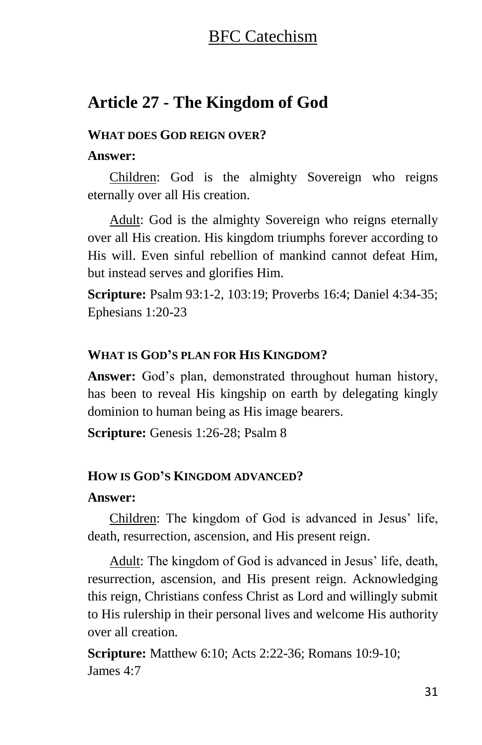## Article 27 - The Kingdom of God

### WHAT DOES GOD REIGN OVER?

**Answer:**

Children: God is the almighty Sovereign who reigns eternally over all His creation.

Adult: God is the almighty Sovereign who reigns eternally over all His creation. His kingdom triumphs forever according to His will. Even sinful rebellion of mankind cannot defeat Him, but instead serves and glorifies Him.

**Scripture:** Psalm 93:1-2, 103:19; Proverbs 16:4; Daniel 4:34-35; Ephesians 1:20-23

### WHAT IS GOD'S PLAN FOR HIS KINGDOM?

**Answer:** God's plan, demonstrated throughout human history, has been to reveal His kingship on earth by delegating kingly dominion to human being as His image bearers.

**Scripture:** Genesis 1:26-28; Psalm 8

### HOW IS GOD'S KINGDOM ADVANCED?

**Answer:**

Children: The kingdom of God is advanced in Jesus' life, death, resurrection, ascension, and His present reign.

Adult: The kingdom of God is advanced in Jesus' life, death, resurrection, ascension, and His present reign. Acknowledging this reign, Christians confess Christ as Lord and willingly submit to His rulership in their personal lives and welcome His authority over all creation.

**Scripture:** Matthew 6:10; Acts 2:22-36; Romans 10:9-10; James 4:7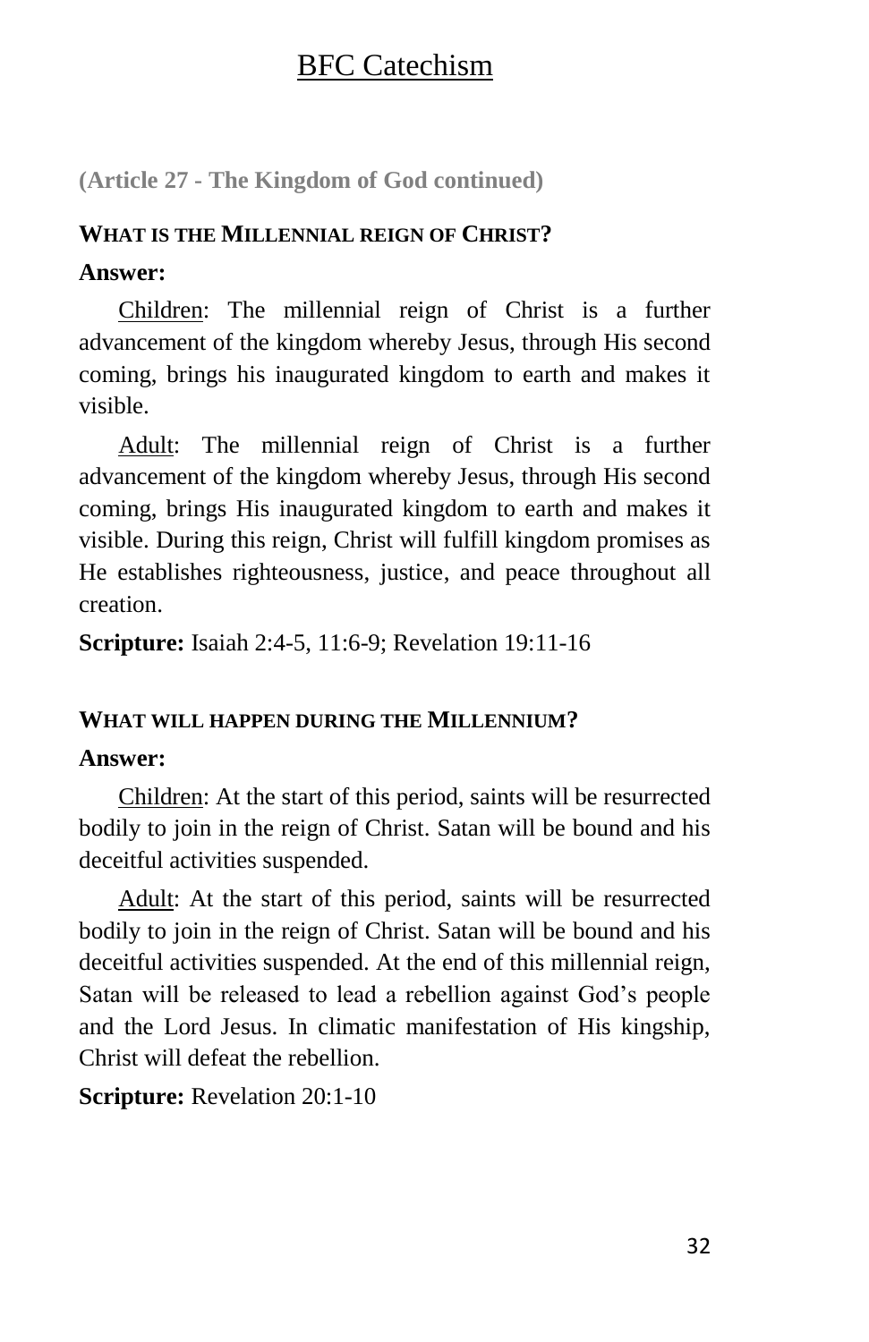**(Article 27 - The Kingdom of God continued)**

### WHAT IS THE MILLENNIAL REIGN OF CHRIST?

**Answer:**

<u>Children</u>: The millennial reign of Christ is a further advancement of the kingdom whereby Jesus, through His second coming, brings his inaugurated kingdom to earth and makes it visible.

<u>Adult</u>: The millennial reign of Christ is a further advancement of the kingdom whereby Jesus, through His second coming, brings His inaugurated kingdom to earth and makes it visible. During this reign, Christ will fulfill kingdom promises as He establishes righteousness, justice, and peace throughout all creation.

**Scripture:** Isaiah 2:4-5, 11:6-9; Revelation 19:11-16

### WHAT WILL HAPPEN DURING THE MILLENNIUM?

**Answer:**

<u>Children</u>: At the start of this period, saints will be resurrected bodily to join in the reign of Christ. Satan will be bound and his deceitful activities suspended.

<u>Adult</u>: At the start of this period, saints will be resurrected bodily to join in the reign of Christ. Satan will be bound and his deceitful activities suspended. At the end of this millennial reign, Satan will be released to lead a rebellion against God's people and the Lord Jesus. In climatic manifestation of His kingship, Christ will defeat the rebellion.

**Scripture:** Revelation 20:1-10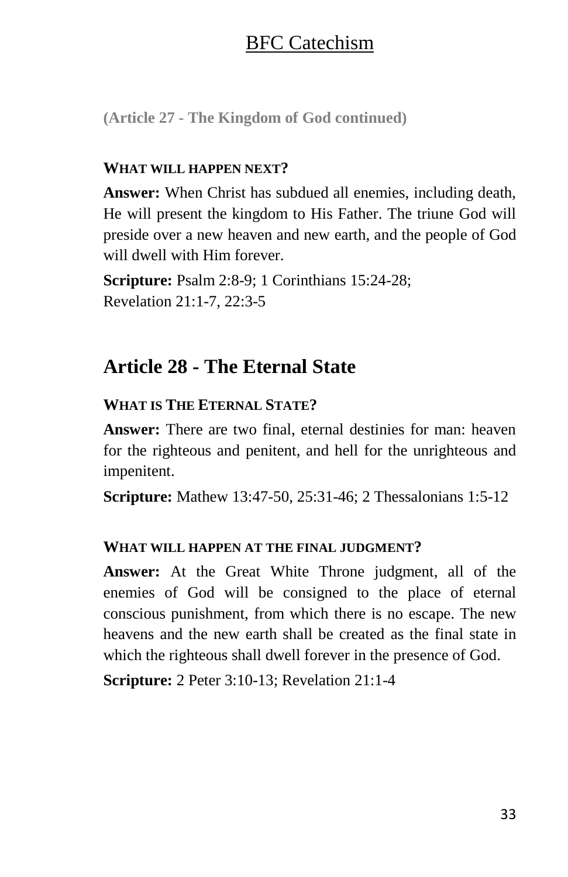(Article 27 - The Kingdom of God continued)

**WHAT WILL HAPPEN NEXT?**

**Answer:** When Christ has subdued all enemies, including death, He will present the kingdom to His Father. The triune God will preside over a new heaven and new earth, and the people of God will dwell with Him forever.

**Scripture:** Psalm 2:8-9; 1 Corinthians 15:24-28; Revelation 21:1-7, 22:3-5

## Article 28 - The Eternal State

**WHAT IS THE ETERNAL STATE?**

**Answer:** There are two final, eternal destinies for man: heaven for the righteous and penitent, and hell for the unrighteous and impenitent.

**Scripture:** Mathew 13:47-50, 25:31-46; 2 Thessalonians 1:5-12

**WHAT WILL HAPPEN AT THE FINAL JUDGMENT?**

**Answer:** At the Great White Throne judgment, all of the enemies of God will be consigned to the place of eternal conscious punishment, from which there is no escape. The new heavens and the new earth shall be created as the final state in which the righteous shall dwell forever in the presence of God.

**Scripture:** 2 Peter 3:10-13; Revelation 21:1-4